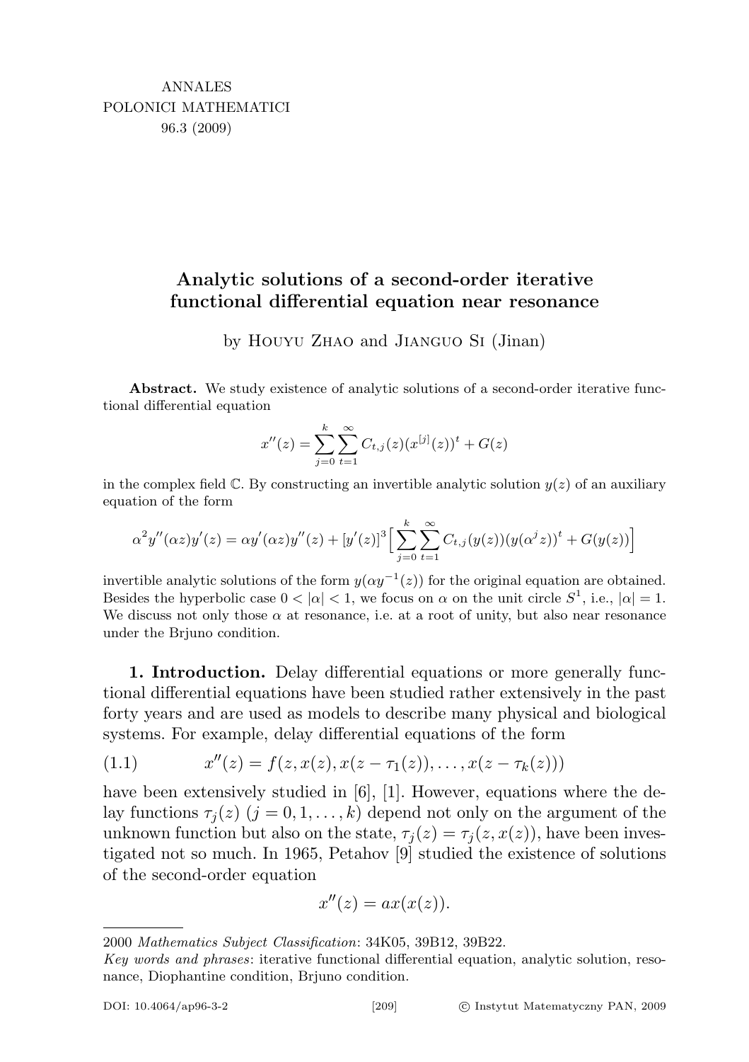ANNALES
POLONICI MATHEMATICI
96.3 (2009)

# Analytic solutions of a second-order iterative functional differential equation near resonance

by Houyu Zhao and Jianguo Si (Jinan)

**Abstract.** We study existence of analytic solutions of a second-order iterative functional differential equation

$$x''(z) = \sum_{j=0}^{k}\sum_{t=1}^{\infty} C_{t,j}(z)(x^{[j]}(z))^t + G(z)$$

in the complex field $\mathbb{C}$. By constructing an invertible analytic solution $y(z)$ of an auxiliary equation of the form

$$\alpha^2 y''(\alpha z)y'(z) = \alpha y'(\alpha z)y''(z) + [y'(z)]^3\Big[\sum_{j=0}^{k}\sum_{t=1}^{\infty} C_{t,j}(y(z))(y(\alpha^j z))^t + G(y(z))\Big]$$

invertible analytic solutions of the form $y(\alpha y^{-1}(z))$ for the original equation are obtained. Besides the hyperbolic case $0 < |\alpha| < 1$, we focus on $\alpha$ on the unit circle $S^1$, i.e., $|\alpha| = 1$. We discuss not only those $\alpha$ at resonance, i.e. at a root of unity, but also near resonance under the Brjuno condition.

**1. Introduction.** Delay differential equations or more generally functional differential equations have been studied rather extensively in the past forty years and are used as models to describe many physical and biological systems. For example, delay differential equations of the form

$$x''(z) = f(z, x(z), x(z - \tau_1(z)), \ldots, x(z - \tau_k(z))) \tag{1.1}$$

have been extensively studied in [6], [1]. However, equations where the delay functions $\tau_j(z)$ $(j = 0, 1, \ldots, k)$ depend not only on the argument of the unknown function but also on the state, $\tau_j(z) = \tau_j(z, x(z))$, have been investigated not so much. In 1965, Petahov [9] studied the existence of solutions of the second-order equation

$$x''(z) = ax(x(z)).$$

---

2000 *Mathematics Subject Classification*: 34K05, 39B12, 39B22.

*Key words and phrases*: iterative functional differential equation, analytic solution, resonance, Diophantine condition, Brjuno condition.

DOI: 10.4064/ap96-3-2 © Instytut Matematyczny PAN, 2009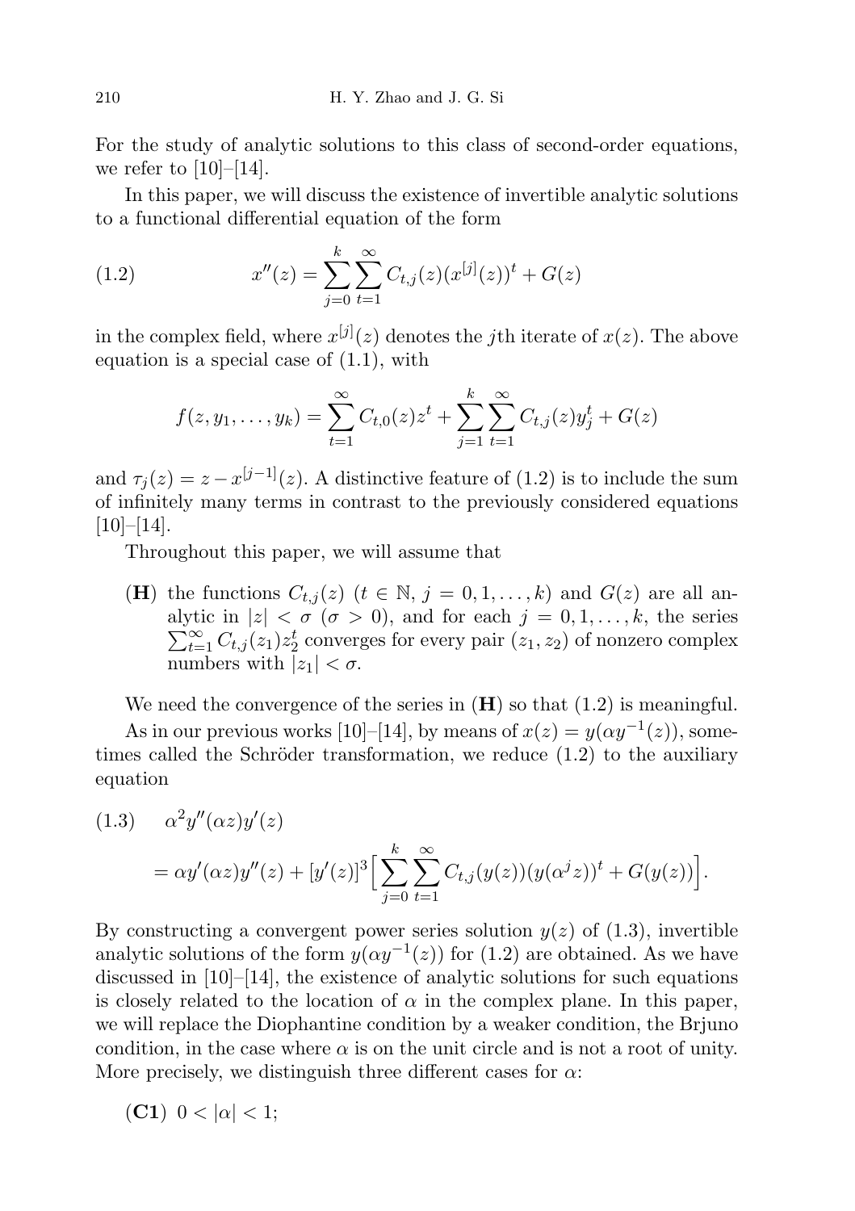For the study of analytic solutions to this class of second-order equations, we refer to [10]–[14].

In this paper, we will discuss the existence of invertible analytic solutions to a functional differential equation of the form

$$x''(z)=\sum_{j=0}^{k}\sum_{t=1}^{\infty}C_{t,j}(z)(x^{[j]}(z))^t+G(z) \tag{1.2}$$

in the complex field, where $x^{[j]}(z)$ denotes the $j$th iterate of $x(z)$. The above equation is a special case of (1.1), with

$$f(z,y_1,\ldots,y_k)=\sum_{t=1}^{\infty}C_{t,0}(z)z^t+\sum_{j=1}^{k}\sum_{t=1}^{\infty}C_{t,j}(z)y_j^t+G(z)$$

and $\tau_j(z)=z-x^{[j-1]}(z)$. A distinctive feature of (1.2) is to include the sum of infinitely many terms in contrast to the previously considered equations [10]–[14].

Throughout this paper, we will assume that

(**H**) the functions $C_{t,j}(z)$ ($t\in\mathbb{N}$, $j=0,1,\ldots,k$) and $G(z)$ are all analytic in $|z|<\sigma$ ($\sigma>0$), and for each $j=0,1,\ldots,k$, the series $\sum_{t=1}^{\infty}C_{t,j}(z_1)z_2^t$ converges for every pair $(z_1,z_2)$ of nonzero complex numbers with $|z_1|<\sigma$.

We need the convergence of the series in (**H**) so that (1.2) is meaningful.

As in our previous works [10]–[14], by means of $x(z)=y(\alpha y^{-1}(z))$, sometimes called the Schröder transformation, we reduce (1.2) to the auxiliary equation

$$\begin{aligned}
&\alpha^2y''(\alpha z)y'(z) \\
&\quad=\alpha y'(\alpha z)y''(z)+[y'(z)]^3\Big[\sum_{j=0}^{k}\sum_{t=1}^{\infty}C_{t,j}(y(z))(y(\alpha^jz))^t+G(y(z))\Big].
\end{aligned} \tag{1.3}$$

By constructing a convergent power series solution $y(z)$ of (1.3), invertible analytic solutions of the form $y(\alpha y^{-1}(z))$ for (1.2) are obtained. As we have discussed in [10]–[14], the existence of analytic solutions for such equations is closely related to the location of $\alpha$ in the complex plane. In this paper, we will replace the Diophantine condition by a weaker condition, the Brjuno condition, in the case where $\alpha$ is on the unit circle and is not a root of unity. More precisely, we distinguish three different cases for $\alpha$:

(**C1**) $0<|\alpha|<1$;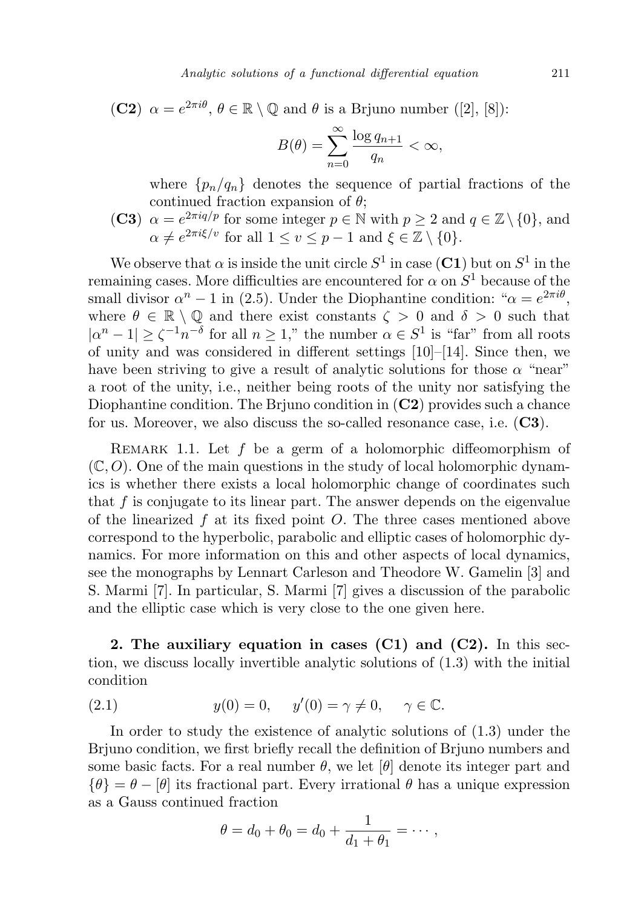**(C2)** $\alpha = e^{2\pi i\theta}$, $\theta \in \mathbb{R} \setminus \mathbb{Q}$ and $\theta$ is a Brjuno number ([2], [8]):

$$B(\theta) = \sum_{n=0}^{\infty} \frac{\log q_{n+1}}{q_n} < \infty,$$

where $\{p_n/q_n\}$ denotes the sequence of partial fractions of the continued fraction expansion of $\theta$;

**(C3)** $\alpha = e^{2\pi iq/p}$ for some integer $p \in \mathbb{N}$ with $p \geq 2$ and $q \in \mathbb{Z} \setminus \{0\}$, and $\alpha \neq e^{2\pi i\xi/v}$ for all $1 \leq v \leq p-1$ and $\xi \in \mathbb{Z} \setminus \{0\}$.

We observe that $\alpha$ is inside the unit circle $S^1$ in case **(C1)** but on $S^1$ in the remaining cases. More difficulties are encountered for $\alpha$ on $S^1$ because of the small divisor $\alpha^n - 1$ in (2.5). Under the Diophantine condition: "$\alpha = e^{2\pi i\theta}$, where $\theta \in \mathbb{R} \setminus \mathbb{Q}$ and there exist constants $\zeta > 0$ and $\delta > 0$ such that $|\alpha^n - 1| \geq \zeta^{-1} n^{-\delta}$ for all $n \geq 1$," the number $\alpha \in S^1$ is "far" from all roots of unity and was considered in different settings [10]–[14]. Since then, we have been striving to give a result of analytic solutions for those $\alpha$ "near" a root of the unity, i.e., neither being roots of the unity nor satisfying the Diophantine condition. The Brjuno condition in **(C2)** provides such a chance for us. Moreover, we also discuss the so-called resonance case, i.e. **(C3)**.

Remark 1.1. Let $f$ be a germ of a holomorphic diffeomorphism of $(\mathbb{C}, O)$. One of the main questions in the study of local holomorphic dynamics is whether there exists a local holomorphic change of coordinates such that $f$ is conjugate to its linear part. The answer depends on the eigenvalue of the linearized $f$ at its fixed point $O$. The three cases mentioned above correspond to the hyperbolic, parabolic and elliptic cases of holomorphic dynamics. For more information on this and other aspects of local dynamics, see the monographs by Lennart Carleson and Theodore W. Gamelin [3] and S. Marmi [7]. In particular, S. Marmi [7] gives a discussion of the parabolic and the elliptic case which is very close to the one given here.

## 2. The auxiliary equation in cases (C1) and (C2).

In this section, we discuss locally invertible analytic solutions of (1.3) with the initial condition

$$y(0) = 0, \quad y'(0) = \gamma \neq 0, \quad \gamma \in \mathbb{C}. \tag{2.1}$$

In order to study the existence of analytic solutions of (1.3) under the Brjuno condition, we first briefly recall the definition of Brjuno numbers and some basic facts. For a real number $\theta$, we let $[\theta]$ denote its integer part and $\{\theta\} = \theta - [\theta]$ its fractional part. Every irrational $\theta$ has a unique expression as a Gauss continued fraction

$$\theta = d_0 + \theta_0 = d_0 + \frac{1}{d_1 + \theta_1} = \cdots,$$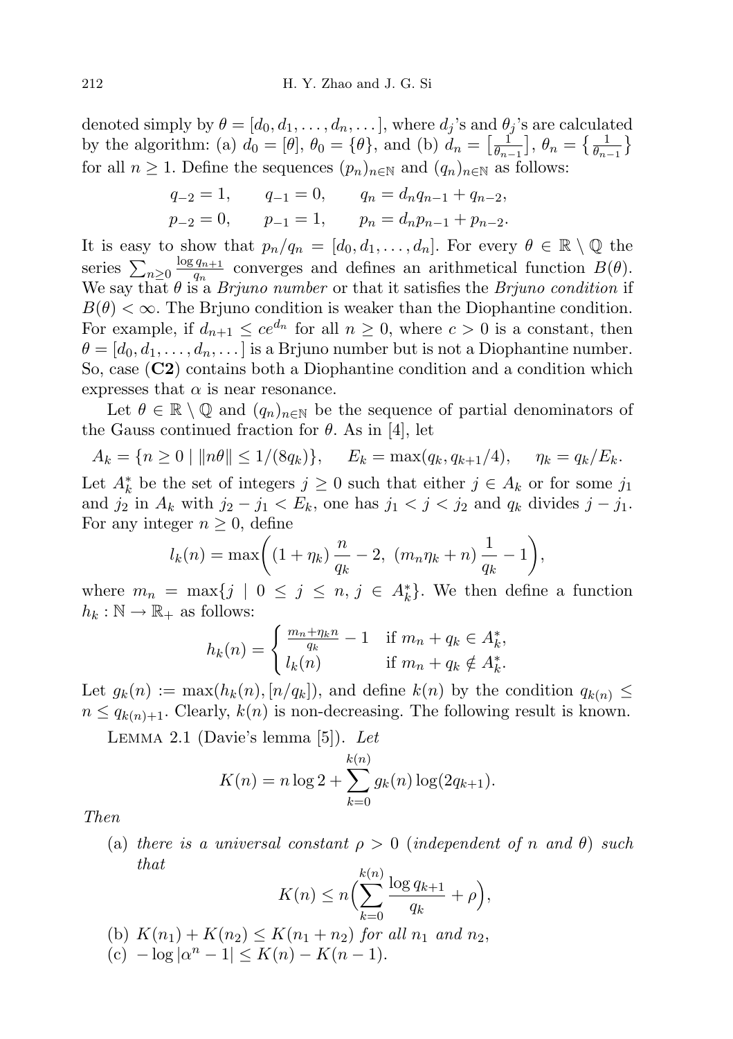denoted simply by $\theta = [d_0, d_1, \dots, d_n, \dots]$, where $d_j$'s and $\theta_j$'s are calculated by the algorithm: (a) $d_0 = [\theta]$, $\theta_0 = \{\theta\}$, and (b) $d_n = \left[\frac{1}{\theta_{n-1}}\right]$, $\theta_n = \left\{\frac{1}{\theta_{n-1}}\right\}$ for all $n \geq 1$. Define the sequences $(p_n)_{n\in\mathbb{N}}$ and $(q_n)_{n\in\mathbb{N}}$ as follows:

$$q_{-2} = 1, \qquad q_{-1} = 0, \qquad q_n = d_n q_{n-1} + q_{n-2},$$
$$p_{-2} = 0, \qquad p_{-1} = 1, \qquad p_n = d_n p_{n-1} + p_{n-2}.$$

It is easy to show that $p_n/q_n = [d_0, d_1, \dots, d_n]$. For every $\theta \in \mathbb{R} \setminus \mathbb{Q}$ the series $\sum_{n\geq 0} \frac{\log q_{n+1}}{q_n}$ converges and defines an arithmetical function $B(\theta)$. We say that $\theta$ is a *Brjuno number* or that it satisfies the *Brjuno condition* if $B(\theta) < \infty$. The Brjuno condition is weaker than the Diophantine condition. For example, if $d_{n+1} \leq ce^{d_n}$ for all $n \geq 0$, where $c > 0$ is a constant, then $\theta = [d_0, d_1, \dots, d_n, \dots]$ is a Brjuno number but is not a Diophantine number. So, case (**C2**) contains both a Diophantine condition and a condition which expresses that $\alpha$ is near resonance.

Let $\theta \in \mathbb{R} \setminus \mathbb{Q}$ and $(q_n)_{n\in\mathbb{N}}$ be the sequence of partial denominators of the Gauss continued fraction for $\theta$. As in [4], let

$$A_k = \{n \geq 0 \mid \|n\theta\| \leq 1/(8q_k)\}, \qquad E_k = \max(q_k, q_{k+1}/4), \qquad \eta_k = q_k/E_k.$$

Let $A_k^*$ be the set of integers $j \geq 0$ such that either $j \in A_k$ or for some $j_1$ and $j_2$ in $A_k$ with $j_2 - j_1 < E_k$, one has $j_1 < j < j_2$ and $q_k$ divides $j - j_1$. For any integer $n \geq 0$, define

$$l_k(n) = \max\left( (1 + \eta_k)\frac{n}{q_k} - 2,\ (m_n\eta_k + n)\frac{1}{q_k} - 1 \right),$$

where $m_n = \max\{j \mid 0 \leq j \leq n,\ j \in A_k^*\}$. We then define a function $h_k : \mathbb{N} \to \mathbb{R}_+$ as follows:

$$h_k(n) = \begin{cases} \frac{m_n + \eta_k n}{q_k} - 1 & \text{if } m_n + q_k \in A_k^*, \\ l_k(n) & \text{if } m_n + q_k \notin A_k^*. \end{cases}$$

Let $g_k(n) := \max(h_k(n), [n/q_k])$, and define $k(n)$ by the condition $q_{k(n)} \leq n \leq q_{k(n)+1}$. Clearly, $k(n)$ is non-decreasing. The following result is known.

Lemma 2.1 (Davie's lemma [5]). *Let*

$$K(n) = n \log 2 + \sum_{k=0}^{k(n)} g_k(n) \log(2q_{k+1}).$$

*Then*

(a) *there is a universal constant $\rho > 0$ (independent of $n$ and $\theta$) such that*

$$K(n) \leq n\left(\sum_{k=0}^{k(n)} \frac{\log q_{k+1}}{q_k} + \rho\right),$$

(b) *$K(n_1) + K(n_2) \leq K(n_1 + n_2)$ for all $n_1$ and $n_2$,*

(c) *$-\log|\alpha^n - 1| \leq K(n) - K(n-1)$.*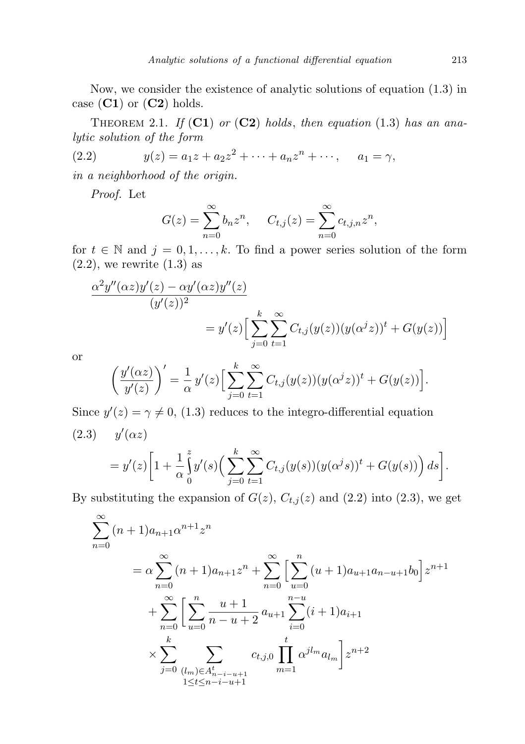Now, we consider the existence of analytic solutions of equation (1.3) in case (**C1**) or (**C2**) holds.

Theorem 2.1. *If* (**C1**) *or* (**C2**) *holds*, *then equation* (1.3) *has an analytic solution of the form*

$$y(z) = a_1 z + a_2 z^2 + \cdots + a_n z^n + \cdots, \quad a_1 = \gamma, \tag{2.2}$$

*in a neighborhood of the origin.*

*Proof.* Let

$$G(z) = \sum_{n=0}^{\infty} b_n z^n, \quad C_{t,j}(z) = \sum_{n=0}^{\infty} c_{t,j,n} z^n,$$

for $t \in \mathbb{N}$ and $j = 0, 1, \ldots, k$. To find a power series solution of the form (2.2), we rewrite (1.3) as

$$\frac{\alpha^2 y''(\alpha z) y'(z) - \alpha y'(\alpha z) y''(z)}{(y'(z))^2} = y'(z)\Big[\sum_{j=0}^{k}\sum_{t=1}^{\infty} C_{t,j}(y(z))(y(\alpha^j z))^t + G(y(z))\Big]$$

or

$$\left(\frac{y'(\alpha z)}{y'(z)}\right)' = \frac{1}{\alpha}\, y'(z)\Big[\sum_{j=0}^{k}\sum_{t=1}^{\infty} C_{t,j}(y(z))(y(\alpha^j z))^t + G(y(z))\Big].$$

Since $y'(z) = \gamma \neq 0$, (1.3) reduces to the integro-differential equation

$$y'(\alpha z) = y'(z)\bigg[1 + \frac{1}{\alpha}\int_0^z y'(s)\Big(\sum_{j=0}^{k}\sum_{t=1}^{\infty} C_{t,j}(y(s))(y(\alpha^j s))^t + G(y(s))\Big)\, ds\bigg]. \tag{2.3}$$

By substituting the expansion of $G(z)$, $C_{t,j}(z)$ and (2.2) into (2.3), we get

$$\begin{aligned}
\sum_{n=0}^{\infty} (n+1) a_{n+1} \alpha^{n+1} z^n
&= \alpha \sum_{n=0}^{\infty} (n+1) a_{n+1} z^n + \sum_{n=0}^{\infty}\Big[\sum_{u=0}^{n} (u+1) a_{u+1} a_{n-u+1} b_0\Big] z^{n+1} \\
&\quad + \sum_{n=0}^{\infty}\bigg[\sum_{u=0}^{n} \frac{u+1}{n-u+2}\, a_{u+1} \sum_{i=0}^{n-u} (i+1) a_{i+1} \\
&\quad \times \sum_{j=0}^{k} \sum_{\substack{(l_m) \in A_{n-i-u+1}^t \\ 1 \le t \le n-i-u+1}} c_{t,j,0} \prod_{m=1}^{t} \alpha^{j l_m} a_{l_m}\bigg] z^{n+2}
\end{aligned}$$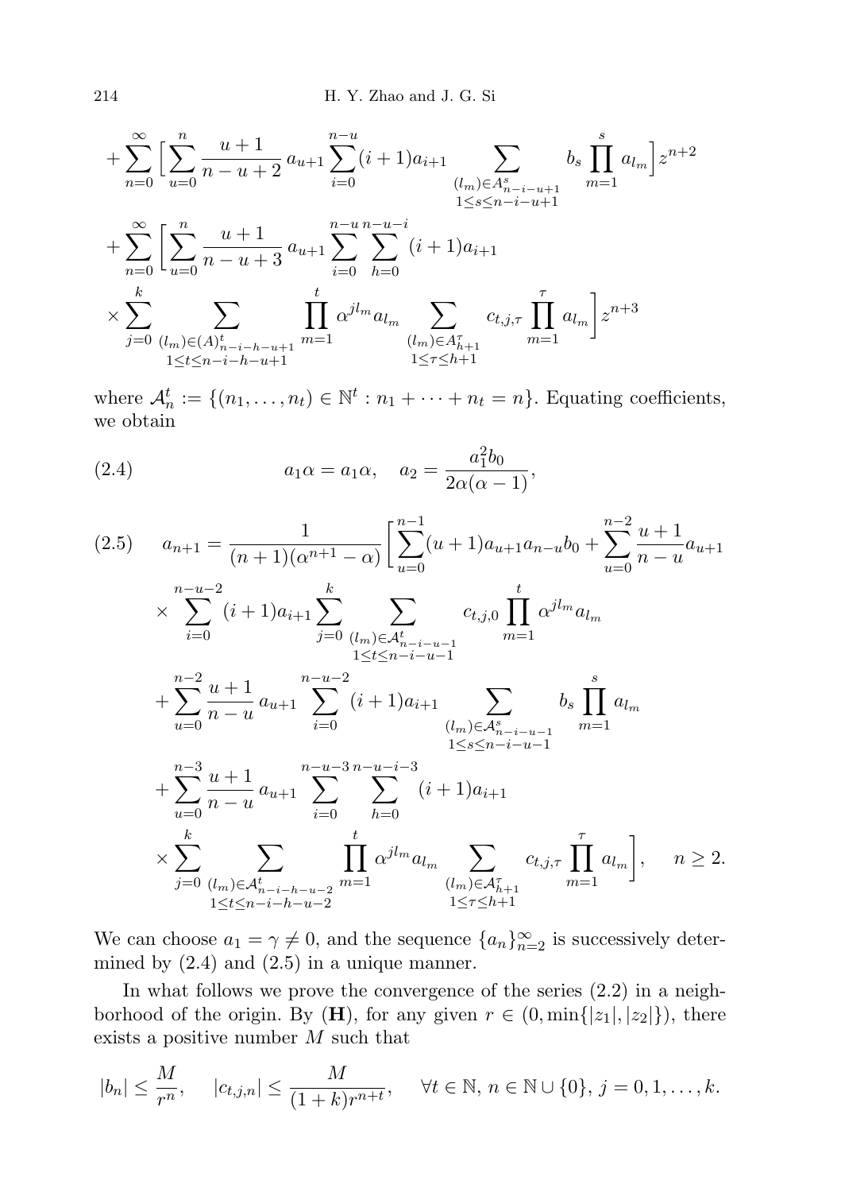$$
+\sum_{n=0}^{\infty}\Big[\sum_{u=0}^{n}\frac{u+1}{n-u+2}\,a_{u+1}\sum_{i=0}^{n-u}(i+1)a_{i+1}\sum_{\substack{(l_m)\in A^s_{n-i-u+1}\\ 1\le s\le n-i-u+1}} b_s\prod_{m=1}^{s}a_{l_m}\Big]z^{n+2}
$$

$$
+\sum_{n=0}^{\infty}\Big[\sum_{u=0}^{n}\frac{u+1}{n-u+3}\,a_{u+1}\sum_{i=0}^{n-u}\sum_{h=0}^{n-u-i}(i+1)a_{i+1}
$$

$$
\times\sum_{j=0}^{k}\sum_{\substack{(l_m)\in (A)^t_{n-i-h-u+1}\\ 1\le t\le n-i-h-u+1}}\prod_{m=1}^{t}\alpha^{jl_m}a_{l_m}\sum_{\substack{(l_m)\in A^\tau_{h+1}\\ 1\le\tau\le h+1}}c_{t,j,\tau}\prod_{m=1}^{\tau}a_{l_m}\Big]z^{n+3}
$$

where $\mathcal{A}^t_n := \{(n_1,\dots,n_t)\in\mathbb{N}^t : n_1+\dots+n_t = n\}$. Equating coefficients, we obtain

$$
a_1\alpha = a_1\alpha,\quad a_2 = \frac{a_1^2 b_0}{2\alpha(\alpha-1)}, \tag{2.4}
$$

$$
\begin{aligned}
a_{n+1} = \frac{1}{(n+1)(\alpha^{n+1}-\alpha)}\Big[&\sum_{u=0}^{n-1}(u+1)a_{u+1}a_{n-u}b_0+\sum_{u=0}^{n-2}\frac{u+1}{n-u}a_{u+1}\\
&\times\sum_{i=0}^{n-u-2}(i+1)a_{i+1}\sum_{j=0}^{k}\sum_{\substack{(l_m)\in\mathcal{A}^t_{n-i-u-1}\\ 1\le t\le n-i-u-1}}c_{t,j,0}\prod_{m=1}^{t}\alpha^{jl_m}a_{l_m}\\
&+\sum_{u=0}^{n-2}\frac{u+1}{n-u}\,a_{u+1}\sum_{i=0}^{n-u-2}(i+1)a_{i+1}\sum_{\substack{(l_m)\in\mathcal{A}^s_{n-i-u-1}\\ 1\le s\le n-i-u-1}}b_s\prod_{m=1}^{s}a_{l_m}\\
&+\sum_{u=0}^{n-3}\frac{u+1}{n-u}\,a_{u+1}\sum_{i=0}^{n-u-3}\sum_{h=0}^{n-u-i-3}(i+1)a_{i+1}\\
&\times\sum_{j=0}^{k}\sum_{\substack{(l_m)\in\mathcal{A}^t_{n-i-h-u-2}\\ 1\le t\le n-i-h-u-2}}\prod_{m=1}^{t}\alpha^{jl_m}a_{l_m}\sum_{\substack{(l_m)\in\mathcal{A}^\tau_{h+1}\\ 1\le\tau\le h+1}}c_{t,j,\tau}\prod_{m=1}^{\tau}a_{l_m}\Big],\quad n\ge 2.
\end{aligned}
\tag{2.5}
$$

We can choose $a_1=\gamma\neq 0$, and the sequence $\{a_n\}_{n=2}^{\infty}$ is successively determined by (2.4) and (2.5) in a unique manner.

In what follows we prove the convergence of the series (2.2) in a neighborhood of the origin. By (**H**), for any given $r\in(0,\min\{|z_1|,|z_2|\})$, there exists a positive number $M$ such that

$$
|b_n|\le\frac{M}{r^n},\qquad |c_{t,j,n}|\le\frac{M}{(1+k)r^{n+t}},\qquad \forall t\in\mathbb{N},\ n\in\mathbb{N}\cup\{0\},\ j=0,1,\dots,k.
$$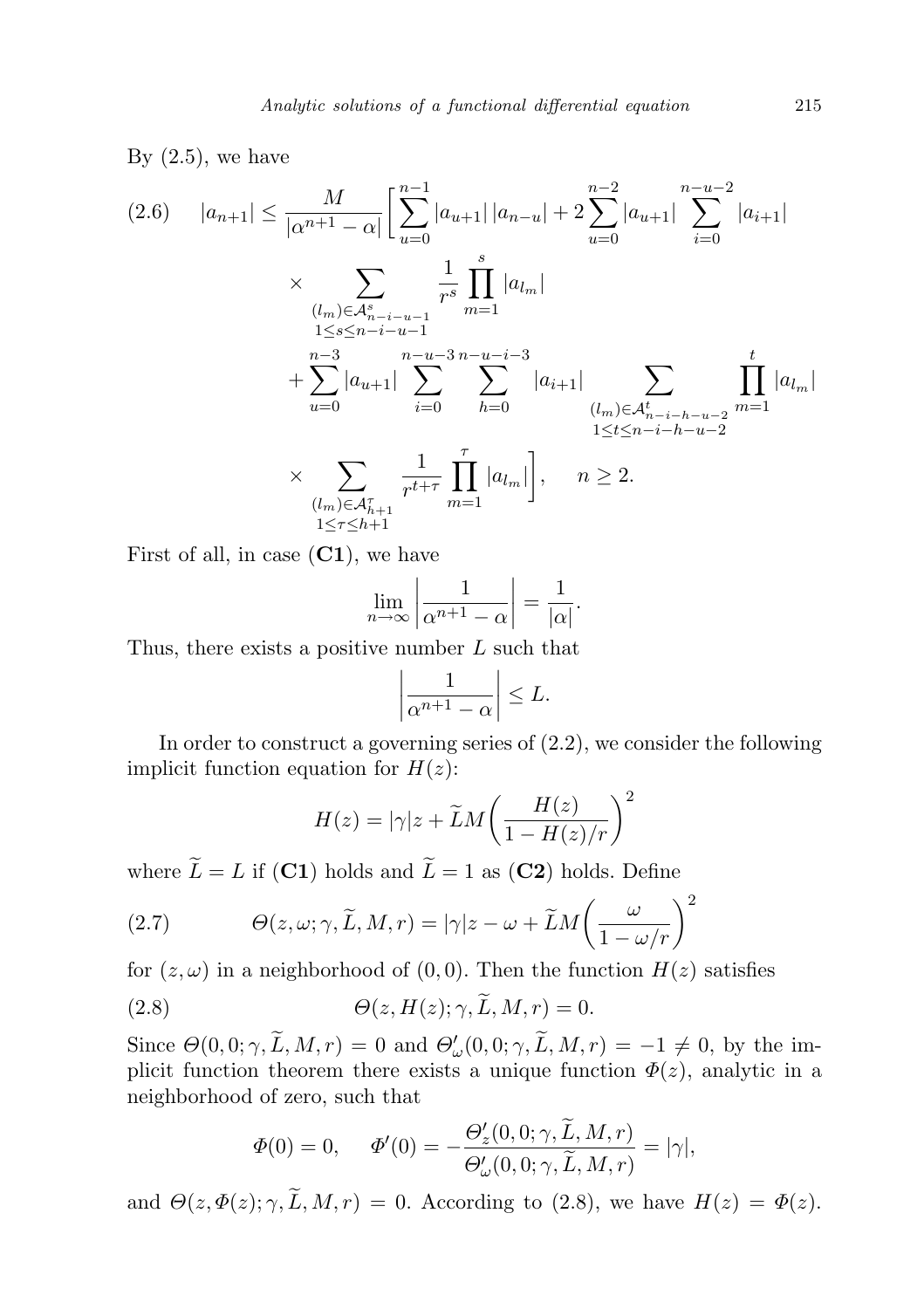By (2.5), we have

$$
\begin{aligned}
(2.6)\qquad |a_{n+1}| \le \frac{M}{|\alpha^{n+1}-\alpha|}\bigg[ &\sum_{u=0}^{n-1} |a_{u+1}|\,|a_{n-u}| + 2\sum_{u=0}^{n-2}|a_{u+1}| \sum_{i=0}^{n-u-2}|a_{i+1}| \\
&\times \sum_{\substack{(l_m)\in\mathcal{A}^s_{n-i-u-1}\\ 1\le s\le n-i-u-1}} \frac{1}{r^s}\prod_{m=1}^{s}|a_{l_m}| \\
&+ \sum_{u=0}^{n-3}|a_{u+1}| \sum_{i=0}^{n-u-3}\sum_{h=0}^{n-u-i-3}|a_{i+1}| \sum_{\substack{(l_m)\in\mathcal{A}^t_{n-i-h-u-2}\\ 1\le t\le n-i-h-u-2}} \prod_{m=1}^{t}|a_{l_m}| \\
&\times \sum_{\substack{(l_m)\in\mathcal{A}^\tau_{h+1}\\ 1\le\tau\le h+1}} \frac{1}{r^{t+\tau}}\prod_{m=1}^{\tau}|a_{l_m}|\bigg], \qquad n\ge 2.
\end{aligned}
$$

First of all, in case (**C1**), we have

$$
\lim_{n\to\infty}\left|\frac{1}{\alpha^{n+1}-\alpha}\right| = \frac{1}{|\alpha|}.
$$

Thus, there exists a positive number $L$ such that

$$
\left|\frac{1}{\alpha^{n+1}-\alpha}\right| \le L.
$$

In order to construct a governing series of (2.2), we consider the following implicit function equation for $H(z)$:

$$
H(z) = |\gamma|z + \widetilde{L}M\bigg(\frac{H(z)}{1-H(z)/r}\bigg)^2
$$

where $\widetilde{L}=L$ if (**C1**) holds and $\widetilde{L}=1$ as (**C2**) holds. Define

$$
(2.7)\qquad \Theta(z,\omega;\gamma,\widetilde{L},M,r) = |\gamma|z - \omega + \widetilde{L}M\bigg(\frac{\omega}{1-\omega/r}\bigg)^2
$$

for $(z,\omega)$ in a neighborhood of $(0,0)$. Then the function $H(z)$ satisfies

$$
(2.8)\qquad \Theta(z,H(z);\gamma,\widetilde{L},M,r)=0.
$$

Since $\Theta(0,0;\gamma,\widetilde{L},M,r)=0$ and $\Theta'_\omega(0,0;\gamma,\widetilde{L},M,r)=-1\neq 0$, by the implicit function theorem there exists a unique function $\Phi(z)$, analytic in a neighborhood of zero, such that

$$
\Phi(0)=0,\qquad \Phi'(0) = -\frac{\Theta'_z(0,0;\gamma,\widetilde{L},M,r)}{\Theta'_\omega(0,0;\gamma,\widetilde{L},M,r)} = |\gamma|,
$$

and $\Theta(z,\Phi(z);\gamma,\widetilde{L},M,r)=0$. According to (2.8), we have $H(z)=\Phi(z)$.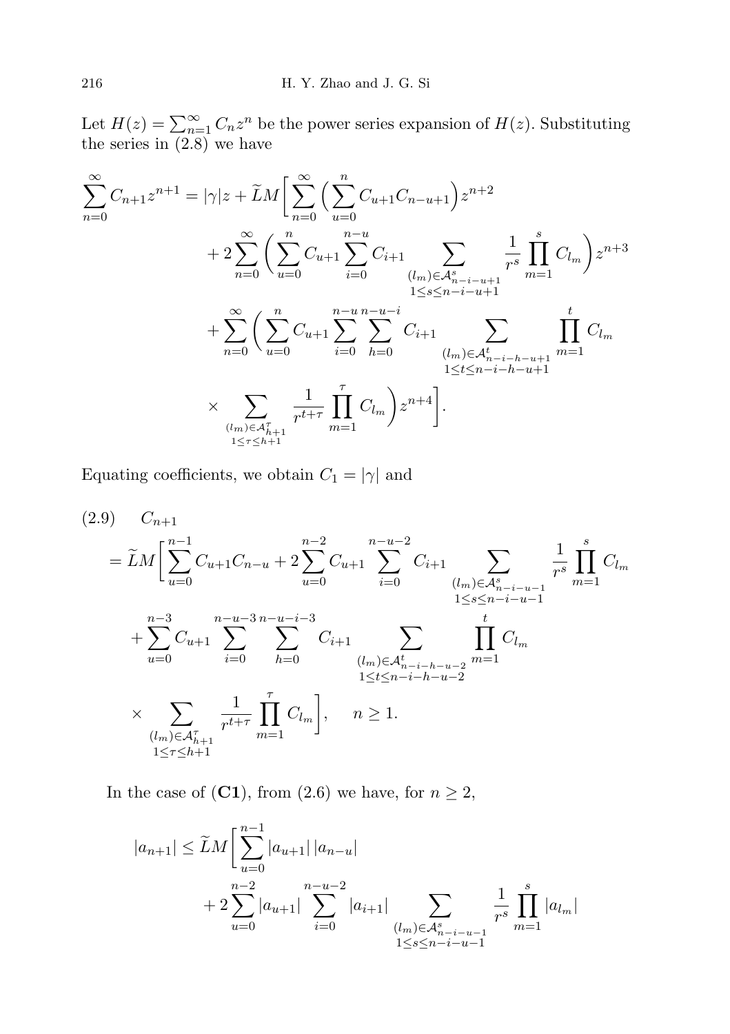Let $H(z) = \sum_{n=1}^{\infty} C_n z^n$ be the power series expansion of $H(z)$. Substituting the series in (2.8) we have

$$
\begin{aligned}
\sum_{n=0}^{\infty} C_{n+1} z^{n+1} = |\gamma| z + \widetilde{L} M \Big[ & \sum_{n=0}^{\infty} \Big( \sum_{u=0}^{n} C_{u+1} C_{n-u+1} \Big) z^{n+2} \\
& + 2 \sum_{n=0}^{\infty} \bigg( \sum_{u=0}^{n} C_{u+1} \sum_{i=0}^{n-u} C_{i+1} \sum_{\substack{(l_m) \in \mathcal{A}^s_{n-i-u+1} \\ 1 \le s \le n-i-u+1}} \frac{1}{r^s} \prod_{m=1}^{s} C_{l_m} \bigg) z^{n+3} \\
& + \sum_{n=0}^{\infty} \bigg( \sum_{u=0}^{n} C_{u+1} \sum_{i=0}^{n-u} \sum_{h=0}^{n-u-i} C_{i+1} \sum_{\substack{(l_m) \in \mathcal{A}^t_{n-i-h-u+1} \\ 1 \le t \le n-i-h-u+1}} \prod_{m=1}^{t} C_{l_m} \\
& \times \sum_{\substack{(l_m) \in \mathcal{A}^\tau_{h+1} \\ 1 \le \tau \le h+1}} \frac{1}{r^{t+\tau}} \prod_{m=1}^{\tau} C_{l_m} \bigg) z^{n+4} \Big].
\end{aligned}
$$

Equating coefficients, we obtain $C_1 = |\gamma|$ and

$$
\begin{aligned}
(2.9) \quad & C_{n+1} \\
& = \widetilde{L} M \Big[ \sum_{u=0}^{n-1} C_{u+1} C_{n-u} + 2 \sum_{u=0}^{n-2} C_{u+1} \sum_{i=0}^{n-u-2} C_{i+1} \sum_{\substack{(l_m) \in \mathcal{A}^s_{n-i-u-1} \\ 1 \le s \le n-i-u-1}} \frac{1}{r^s} \prod_{m=1}^{s} C_{l_m} \\
& \quad + \sum_{u=0}^{n-3} C_{u+1} \sum_{i=0}^{n-u-3} \sum_{h=0}^{n-u-i-3} C_{i+1} \sum_{\substack{(l_m) \in \mathcal{A}^t_{n-i-h-u-2} \\ 1 \le t \le n-i-h-u-2}} \prod_{m=1}^{t} C_{l_m} \\
& \quad \times \sum_{\substack{(l_m) \in \mathcal{A}^\tau_{h+1} \\ 1 \le \tau \le h+1}} \frac{1}{r^{t+\tau}} \prod_{m=1}^{\tau} C_{l_m} \Big], \qquad n \ge 1.
\end{aligned}
$$

In the case of (**C1**), from (2.6) we have, for $n \ge 2$,

$$
\begin{aligned}
|a_{n+1}| \le \widetilde{L} M \Big[ & \sum_{u=0}^{n-1} |a_{u+1}| \, |a_{n-u}| \\
& + 2 \sum_{u=0}^{n-2} |a_{u+1}| \sum_{i=0}^{n-u-2} |a_{i+1}| \sum_{\substack{(l_m) \in \mathcal{A}^s_{n-i-u-1} \\ 1 \le s \le n-i-u-1}} \frac{1}{r^s} \prod_{m=1}^{s} |a_{l_m}|
\end{aligned}
$$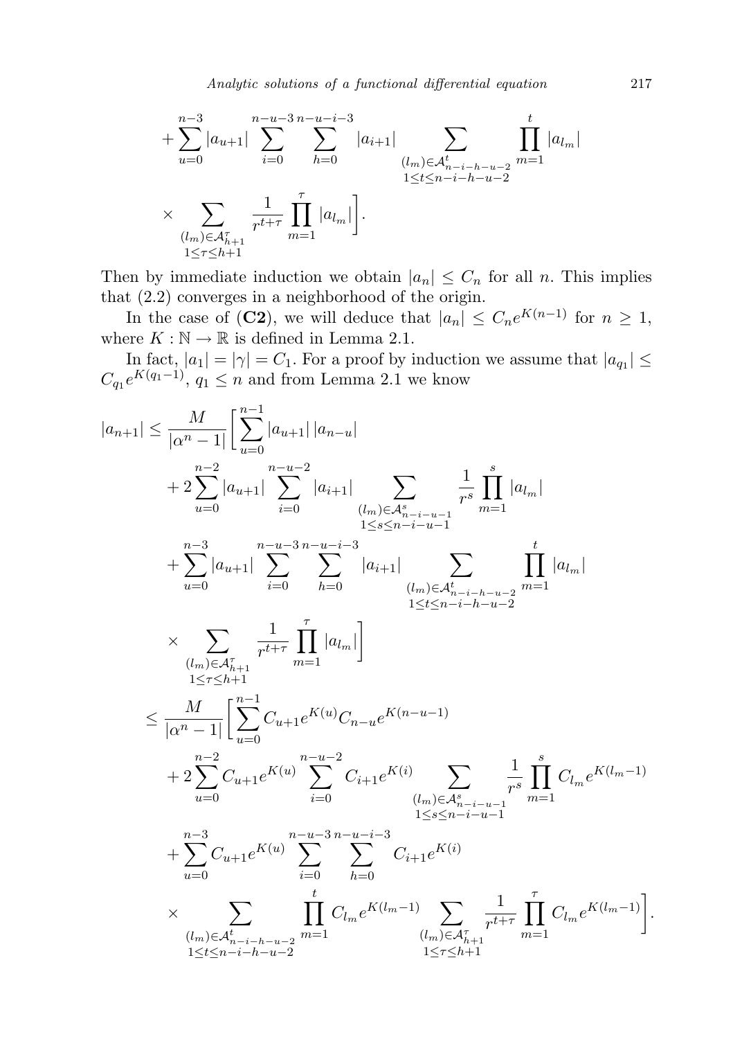$$
\begin{aligned}
&+\sum_{u=0}^{n-3}|a_{u+1}|\sum_{i=0}^{n-u-3}\sum_{h=0}^{n-u-i-3}|a_{i+1}|\sum_{\substack{(l_m)\in\mathcal{A}^t_{n-i-h-u-2}\\ 1\le t\le n-i-h-u-2}}\prod_{m=1}^{t}|a_{l_m}|\\
&\times\sum_{\substack{(l_m)\in\mathcal{A}^\tau_{h+1}\\ 1\le\tau\le h+1}}\frac{1}{r^{t+\tau}}\prod_{m=1}^{\tau}|a_{l_m}|\bigg].
\end{aligned}
$$

Then by immediate induction we obtain $|a_n|\le C_n$ for all $n$. This implies that (2.2) converges in a neighborhood of the origin.

In the case of (**C2**), we will deduce that $|a_n|\le C_n e^{K(n-1)}$ for $n\ge 1$, where $K:\mathbb{N}\to\mathbb{R}$ is defined in Lemma 2.1.

In fact, $|a_1|=|\gamma|=C_1$. For a proof by induction we assume that $|a_{q_1}|\le C_{q_1}e^{K(q_1-1)}$, $q_1\le n$ and from Lemma 2.1 we know

$$
\begin{aligned}
|a_{n+1}|&\le\frac{M}{|\alpha^n-1|}\bigg[\sum_{u=0}^{n-1}|a_{u+1}|\,|a_{n-u}|\\
&\quad+2\sum_{u=0}^{n-2}|a_{u+1}|\sum_{i=0}^{n-u-2}|a_{i+1}|\sum_{\substack{(l_m)\in\mathcal{A}^s_{n-i-u-1}\\ 1\le s\le n-i-u-1}}\frac{1}{r^s}\prod_{m=1}^{s}|a_{l_m}|\\
&\quad+\sum_{u=0}^{n-3}|a_{u+1}|\sum_{i=0}^{n-u-3}\sum_{h=0}^{n-u-i-3}|a_{i+1}|\sum_{\substack{(l_m)\in\mathcal{A}^t_{n-i-h-u-2}\\ 1\le t\le n-i-h-u-2}}\prod_{m=1}^{t}|a_{l_m}|\\
&\quad\times\sum_{\substack{(l_m)\in\mathcal{A}^\tau_{h+1}\\ 1\le\tau\le h+1}}\frac{1}{r^{t+\tau}}\prod_{m=1}^{\tau}|a_{l_m}|\bigg]\\
&\le\frac{M}{|\alpha^n-1|}\bigg[\sum_{u=0}^{n-1}C_{u+1}e^{K(u)}C_{n-u}e^{K(n-u-1)}\\
&\quad+2\sum_{u=0}^{n-2}C_{u+1}e^{K(u)}\sum_{i=0}^{n-u-2}C_{i+1}e^{K(i)}\sum_{\substack{(l_m)\in\mathcal{A}^s_{n-i-u-1}\\ 1\le s\le n-i-u-1}}\frac{1}{r^s}\prod_{m=1}^{s}C_{l_m}e^{K(l_m-1)}\\
&\quad+\sum_{u=0}^{n-3}C_{u+1}e^{K(u)}\sum_{i=0}^{n-u-3}\sum_{h=0}^{n-u-i-3}C_{i+1}e^{K(i)}\\
&\quad\times\sum_{\substack{(l_m)\in\mathcal{A}^t_{n-i-h-u-2}\\ 1\le t\le n-i-h-u-2}}\prod_{m=1}^{t}C_{l_m}e^{K(l_m-1)}\sum_{\substack{(l_m)\in\mathcal{A}^\tau_{h+1}\\ 1\le\tau\le h+1}}\frac{1}{r^{t+\tau}}\prod_{m=1}^{\tau}C_{l_m}e^{K(l_m-1)}\bigg].
\end{aligned}
$$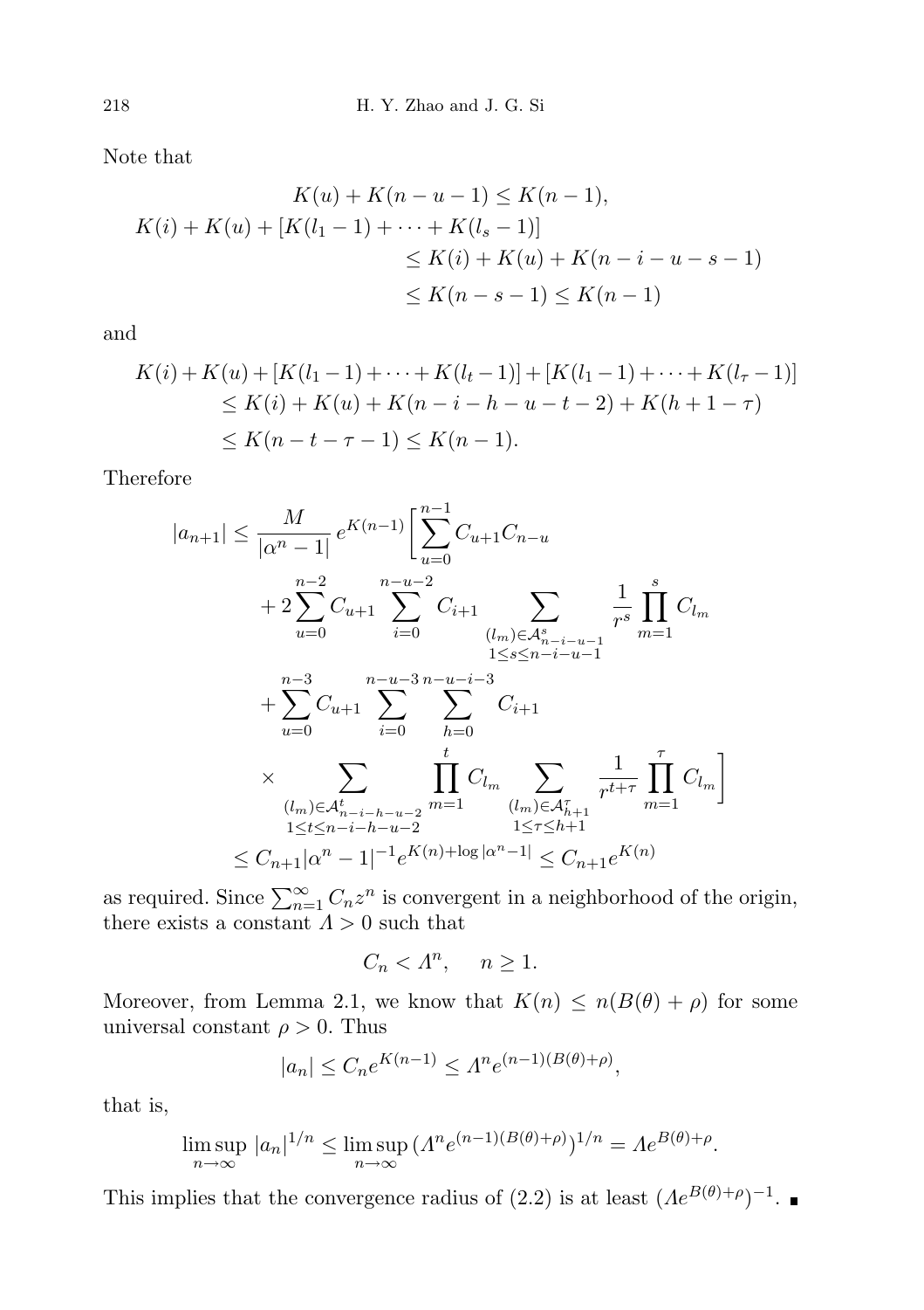Note that

$$
\begin{aligned}
K(u) + K(n-u-1) &\le K(n-1), \\
K(i) + K(u) + [K(l_1 - 1) + \cdots + K(l_s - 1)] &\\
&\le K(i) + K(u) + K(n-i-u-s-1) \\
&\le K(n-s-1) \le K(n-1)
\end{aligned}
$$

and

$$
\begin{aligned}
K(i) + K(u) &+ [K(l_1 - 1) + \cdots + K(l_t - 1)] + [K(l_1 - 1) + \cdots + K(l_\tau - 1)] \\
&\le K(i) + K(u) + K(n-i-h-u-t-2) + K(h+1-\tau) \\
&\le K(n-t-\tau-1) \le K(n-1).
\end{aligned}
$$

Therefore

$$
\begin{aligned}
|a_{n+1}| \le \frac{M}{|\alpha^n - 1|} e^{K(n-1)} \bigg[ &\sum_{u=0}^{n-1} C_{u+1} C_{n-u} \\
&+ 2 \sum_{u=0}^{n-2} C_{u+1} \sum_{i=0}^{n-u-2} C_{i+1} \sum_{\substack{(l_m) \in \mathcal{A}^s_{n-i-u-1} \\ 1 \le s \le n-i-u-1}} \frac{1}{r^s} \prod_{m=1}^{s} C_{l_m} \\
&+ \sum_{u=0}^{n-3} C_{u+1} \sum_{i=0}^{n-u-3} \sum_{h=0}^{n-u-i-3} C_{i+1} \\
&\times \sum_{\substack{(l_m) \in \mathcal{A}^t_{n-i-h-u-2} \\ 1 \le t \le n-i-h-u-2}} \prod_{m=1}^{t} C_{l_m} \sum_{\substack{(l_m) \in \mathcal{A}^\tau_{h+1} \\ 1 \le \tau \le h+1}} \frac{1}{r^{t+\tau}} \prod_{m=1}^{\tau} C_{l_m} \bigg] \\
\le C_{n+1} &|\alpha^n - 1|^{-1} e^{K(n) + \log|\alpha^n - 1|} \le C_{n+1} e^{K(n)}
\end{aligned}
$$

as required. Since $\sum_{n=1}^{\infty} C_n z^n$ is convergent in a neighborhood of the origin, there exists a constant $\Lambda > 0$ such that

$$
C_n < \Lambda^n, \quad n \ge 1.
$$

Moreover, from Lemma 2.1, we know that $K(n) \le n(B(\theta) + \rho)$ for some universal constant $\rho > 0$. Thus

$$
|a_n| \le C_n e^{K(n-1)} \le \Lambda^n e^{(n-1)(B(\theta)+\rho)},
$$

that is,

$$
\limsup_{n\to\infty} |a_n|^{1/n} \le \limsup_{n\to\infty} (\Lambda^n e^{(n-1)(B(\theta)+\rho)})^{1/n} = \Lambda e^{B(\theta)+\rho}.
$$

This implies that the convergence radius of (2.2) is at least $(\Lambda e^{B(\theta)+\rho})^{-1}$. ∎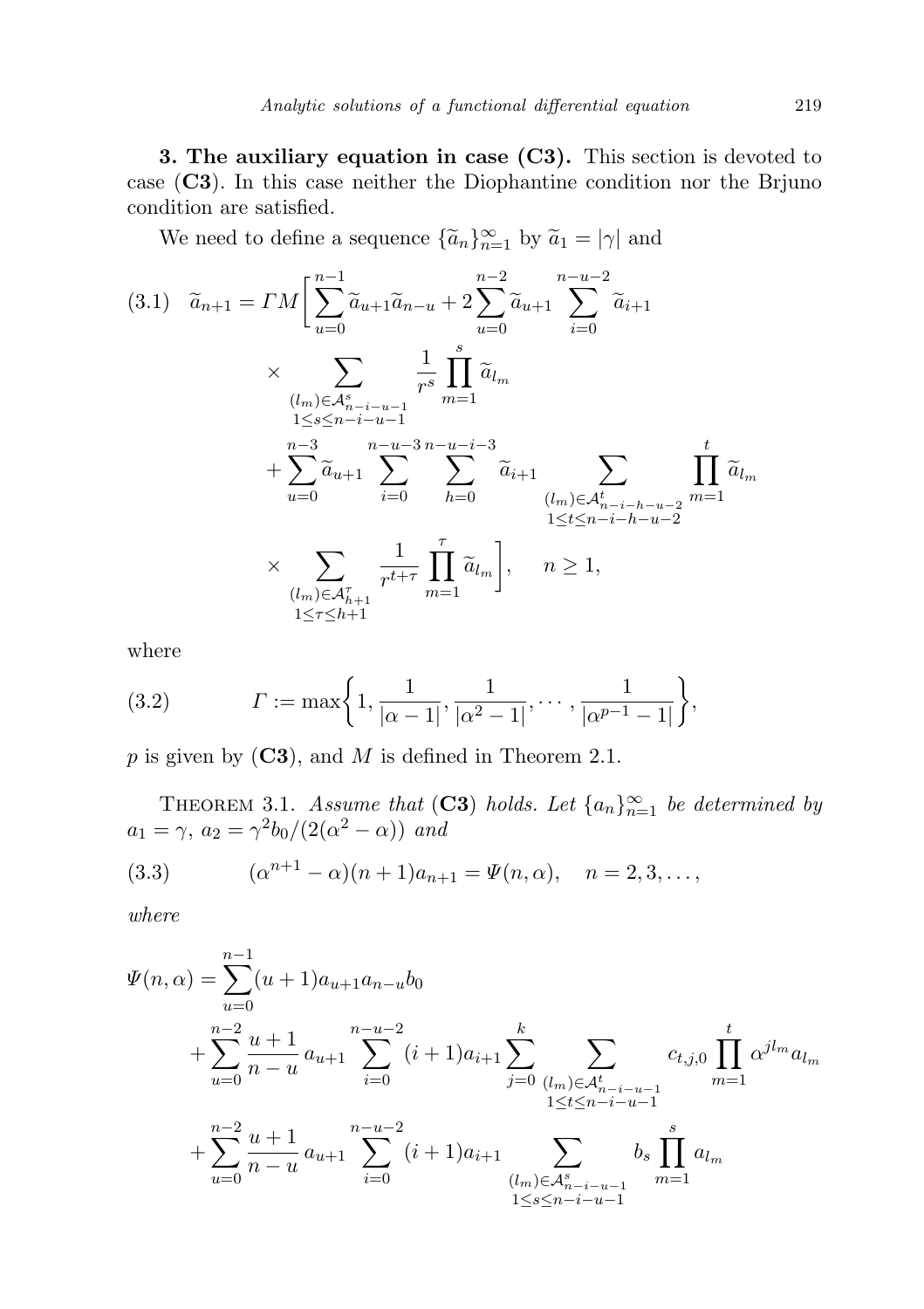**3. The auxiliary equation in case (C3).** This section is devoted to case (**C3**). In this case neither the Diophantine condition nor the Brjuno condition are satisfied.

We need to define a sequence $\{\widetilde{a}_n\}_{n=1}^{\infty}$ by $\widetilde{a}_1 = |\gamma|$ and

$$
\begin{aligned}
(3.1)\quad \widetilde{a}_{n+1} = \Gamma M\Big[&\sum_{u=0}^{n-1} \widetilde{a}_{u+1}\widetilde{a}_{n-u} + 2\sum_{u=0}^{n-2} \widetilde{a}_{u+1} \sum_{i=0}^{n-u-2} \widetilde{a}_{i+1} \\
&\times \sum_{\substack{(l_m)\in \mathcal{A}^s_{n-i-u-1} \\ 1\le s\le n-i-u-1}} \frac{1}{r^s} \prod_{m=1}^{s} \widetilde{a}_{l_m} \\
&+ \sum_{u=0}^{n-3} \widetilde{a}_{u+1} \sum_{i=0}^{n-u-3} \sum_{h=0}^{n-u-i-3} \widetilde{a}_{i+1} \sum_{\substack{(l_m)\in \mathcal{A}^t_{n-i-h-u-2} \\ 1\le t\le n-i-h-u-2}} \prod_{m=1}^{t} \widetilde{a}_{l_m} \\
&\times \sum_{\substack{(l_m)\in \mathcal{A}^\tau_{h+1} \\ 1\le \tau\le h+1}} \frac{1}{r^{t+\tau}} \prod_{m=1}^{\tau} \widetilde{a}_{l_m}\Big], \qquad n\ge 1,
\end{aligned}
$$

where

$$
(3.2)\qquad \Gamma := \max\bigg\{1, \frac{1}{|\alpha-1|}, \frac{1}{|\alpha^2-1|}, \cdots, \frac{1}{|\alpha^{p-1}-1|}\bigg\},
$$

$p$ is given by (**C3**), and $M$ is defined in Theorem 2.1.

THEOREM 3.1. *Assume that* (**C3**) *holds. Let $\{a_n\}_{n=1}^{\infty}$ be determined by $a_1 = \gamma$, $a_2 = \gamma^2 b_0/(2(\alpha^2-\alpha))$ and*

$$
(3.3)\qquad (\alpha^{n+1}-\alpha)(n+1)a_{n+1} = \Psi(n,\alpha), \quad n = 2,3,\ldots,
$$

*where*

$$
\begin{aligned}
\Psi(n,\alpha) = &\sum_{u=0}^{n-1} (u+1)a_{u+1}a_{n-u}b_0 \\
&+ \sum_{u=0}^{n-2} \frac{u+1}{n-u}\, a_{u+1} \sum_{i=0}^{n-u-2} (i+1)a_{i+1} \sum_{j=0}^{k} \sum_{\substack{(l_m)\in \mathcal{A}^t_{n-i-u-1} \\ 1\le t\le n-i-u-1}} c_{t,j,0} \prod_{m=1}^{t} \alpha^{jl_m} a_{l_m} \\
&+ \sum_{u=0}^{n-2} \frac{u+1}{n-u}\, a_{u+1} \sum_{i=0}^{n-u-2} (i+1)a_{i+1} \sum_{\substack{(l_m)\in \mathcal{A}^s_{n-i-u-1} \\ 1\le s\le n-i-u-1}} b_s \prod_{m=1}^{s} a_{l_m}
\end{aligned}
$$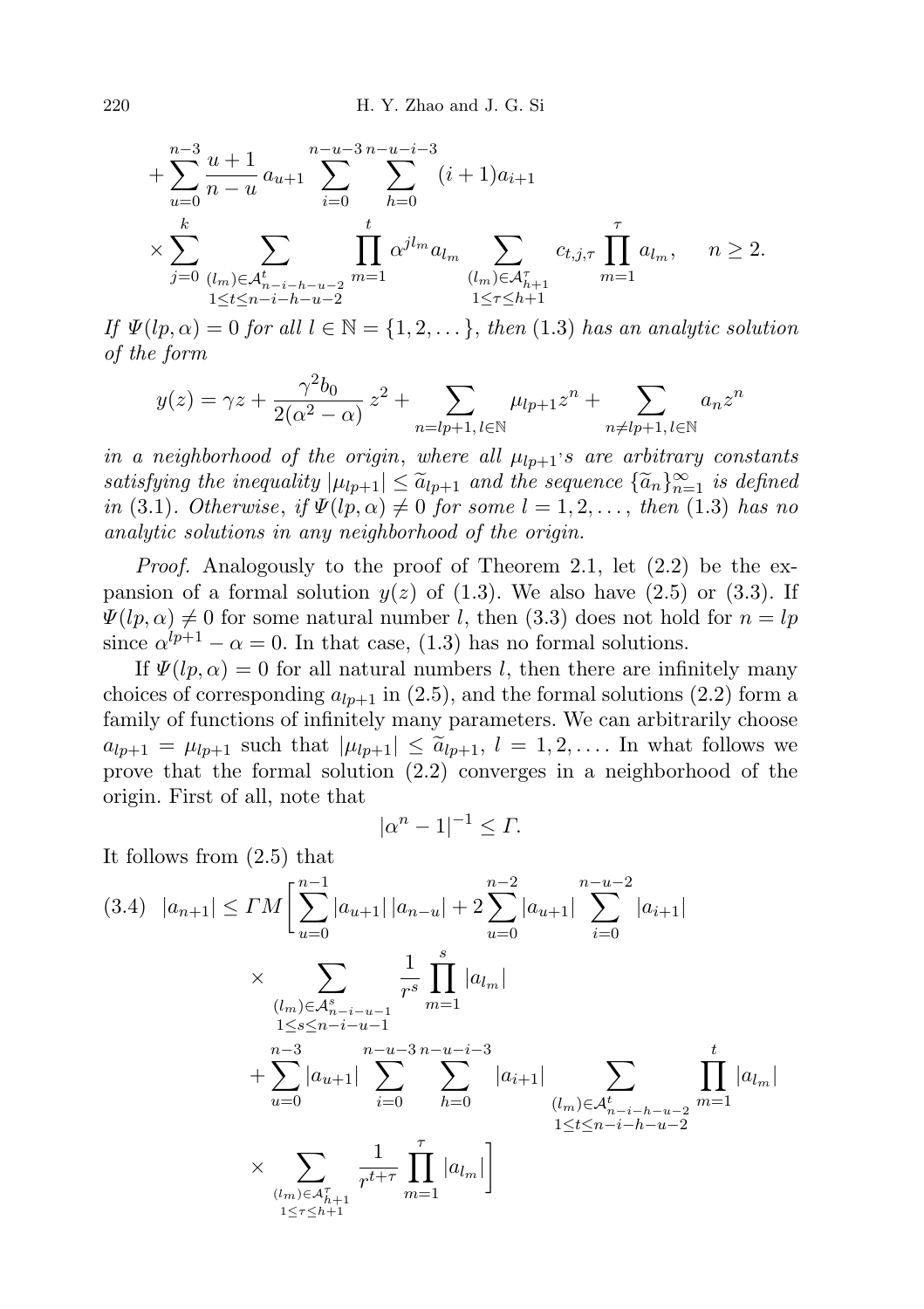$$
+\sum_{u=0}^{n-3}\frac{u+1}{n-u}\,a_{u+1}\sum_{i=0}^{n-u-3}\sum_{h=0}^{n-u-i-3}(i+1)a_{i+1}
$$

$$
\times\sum_{j=0}^{k}\sum_{\substack{(l_m)\in\mathcal{A}^t_{n-i-h-u-2}\\ 1\le t\le n-i-h-u-2}}\prod_{m=1}^{t}\alpha^{jl_m}a_{l_m}\sum_{\substack{(l_m)\in\mathcal{A}^\tau_{h+1}\\ 1\le\tau\le h+1}}c_{t,j,\tau}\prod_{m=1}^{\tau}a_{l_m},\qquad n\ge 2.
$$

*If $\Psi(lp,\alpha)=0$ for all $l\in\mathbb{N}=\{1,2,\dots\}$, then* (1.3) *has an analytic solution of the form*

$$
y(z)=\gamma z+\frac{\gamma^2 b_0}{2(\alpha^2-\alpha)}\,z^2+\sum_{n=lp+1,\,l\in\mathbb{N}}\mu_{lp+1}z^n+\sum_{n\ne lp+1,\,l\in\mathbb{N}}a_n z^n
$$

*in a neighborhood of the origin, where all $\mu_{lp+1}$'s are arbitrary constants satisfying the inequality $|\mu_{lp+1}|\le\widetilde{a}_{lp+1}$ and the sequence $\{\widetilde{a}_n\}_{n=1}^{\infty}$ is defined in* (3.1). *Otherwise, if $\Psi(lp,\alpha)\ne 0$ for some $l=1,2,\dots$, then* (1.3) *has no analytic solutions in any neighborhood of the origin.*

*Proof.* Analogously to the proof of Theorem 2.1, let (2.2) be the expansion of a formal solution $y(z)$ of (1.3). We also have (2.5) or (3.3). If $\Psi(lp,\alpha)\ne 0$ for some natural number $l$, then (3.3) does not hold for $n=lp$ since $\alpha^{lp+1}-\alpha=0$. In that case, (1.3) has no formal solutions.

If $\Psi(lp,\alpha)=0$ for all natural numbers $l$, then there are infinitely many choices of corresponding $a_{lp+1}$ in (2.5), and the formal solutions (2.2) form a family of functions of infinitely many parameters. We can arbitrarily choose $a_{lp+1}=\mu_{lp+1}$ such that $|\mu_{lp+1}|\le\widetilde{a}_{lp+1}$, $l=1,2,\dots$. In what follows we prove that the formal solution (2.2) converges in a neighborhood of the origin. First of all, note that

$$
|\alpha^n-1|^{-1}\le\Gamma.
$$

It follows from (2.5) that

$$
\begin{aligned}
(3.4)\quad |a_{n+1}|\le \Gamma M\bigg[&\sum_{u=0}^{n-1}|a_{u+1}|\,|a_{n-u}|+2\sum_{u=0}^{n-2}|a_{u+1}|\sum_{i=0}^{n-u-2}|a_{i+1}|\\
&\times\sum_{\substack{(l_m)\in\mathcal{A}^s_{n-i-u-1}\\ 1\le s\le n-i-u-1}}\frac{1}{r^s}\prod_{m=1}^{s}|a_{l_m}|\\
&+\sum_{u=0}^{n-3}|a_{u+1}|\sum_{i=0}^{n-u-3}\sum_{h=0}^{n-u-i-3}|a_{i+1}|\sum_{\substack{(l_m)\in\mathcal{A}^t_{n-i-h-u-2}\\ 1\le t\le n-i-h-u-2}}\prod_{m=1}^{t}|a_{l_m}|\\
&\times\sum_{\substack{(l_m)\in\mathcal{A}^\tau_{h+1}\\ 1\le\tau\le h+1}}\frac{1}{r^{t+\tau}}\prod_{m=1}^{\tau}|a_{l_m}|\bigg]
\end{aligned}
$$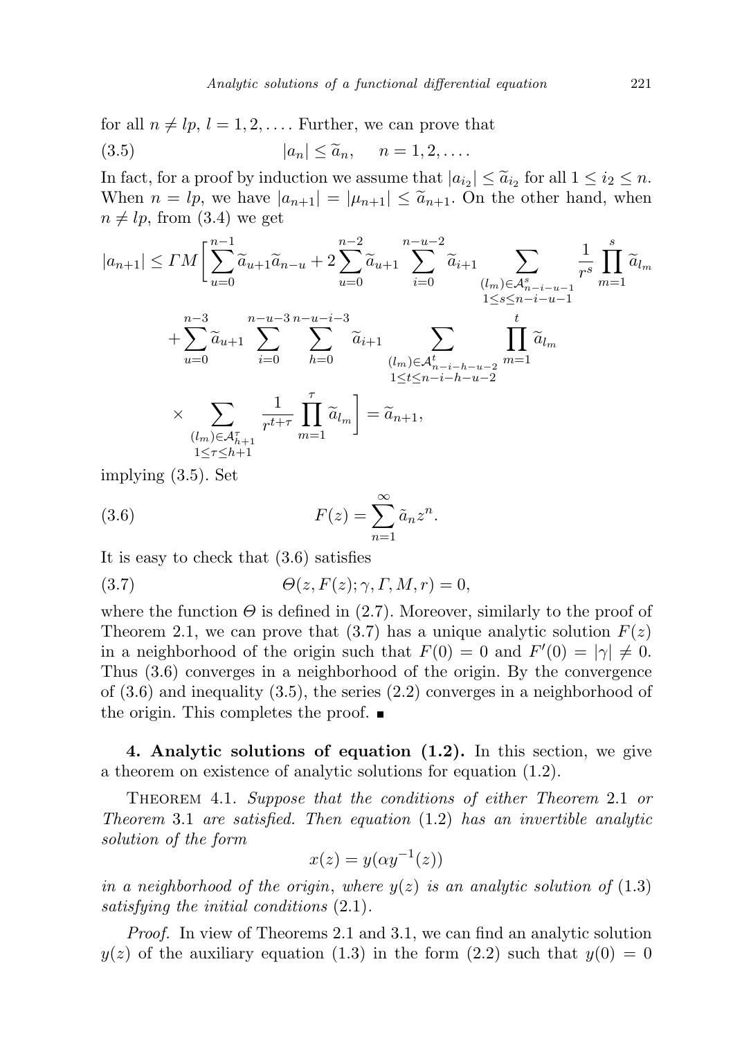for all $n \neq lp$, $l = 1, 2, \ldots$. Further, we can prove that

$$|a_n| \leq \widetilde{a}_n, \quad n = 1, 2, \ldots. \tag{3.5}$$

In fact, for a proof by induction we assume that $|a_{i_2}| \leq \widetilde{a}_{i_2}$ for all $1 \leq i_2 \leq n$. When $n = lp$, we have $|a_{n+1}| = |\mu_{n+1}| \leq \widetilde{a}_{n+1}$. On the other hand, when $n \neq lp$, from (3.4) we get

$$\begin{aligned}
|a_{n+1}| \leq \Gamma M \Big[ & \sum_{u=0}^{n-1} \widetilde{a}_{u+1}\widetilde{a}_{n-u} + 2\sum_{u=0}^{n-2} \widetilde{a}_{u+1} \sum_{i=0}^{n-u-2} \widetilde{a}_{i+1} \sum_{\substack{(l_m)\in \mathcal{A}^s_{n-i-u-1} \\ 1\leq s\leq n-i-u-1}} \frac{1}{r^s} \prod_{m=1}^{s} \widetilde{a}_{l_m} \\
& + \sum_{u=0}^{n-3} \widetilde{a}_{u+1} \sum_{i=0}^{n-u-3} \sum_{h=0}^{n-u-i-3} \widetilde{a}_{i+1} \sum_{\substack{(l_m)\in \mathcal{A}^t_{n-i-h-u-2} \\ 1\leq t\leq n-i-h-u-2}} \prod_{m=1}^{t} \widetilde{a}_{l_m} \\
& \times \sum_{\substack{(l_m)\in \mathcal{A}^\tau_{h+1} \\ 1\leq \tau\leq h+1}} \frac{1}{r^{t+\tau}} \prod_{m=1}^{\tau} \widetilde{a}_{l_m} \Big] = \widetilde{a}_{n+1},
\end{aligned}$$

implying (3.5). Set

$$F(z) = \sum_{n=1}^{\infty} \tilde{a}_n z^n. \tag{3.6}$$

It is easy to check that (3.6) satisfies

$$\Theta(z, F(z); \gamma, \Gamma, M, r) = 0, \tag{3.7}$$

where the function $\Theta$ is defined in (2.7). Moreover, similarly to the proof of Theorem 2.1, we can prove that (3.7) has a unique analytic solution $F(z)$ in a neighborhood of the origin such that $F(0) = 0$ and $F'(0) = |\gamma| \neq 0$. Thus (3.6) converges in a neighborhood of the origin. By the convergence of (3.6) and inequality (3.5), the series (2.2) converges in a neighborhood of the origin. This completes the proof. ∎

**4. Analytic solutions of equation (1.2).** In this section, we give a theorem on existence of analytic solutions for equation (1.2).

THEOREM 4.1. *Suppose that the conditions of either Theorem* 2.1 *or Theorem* 3.1 *are satisfied. Then equation* (1.2) *has an invertible analytic solution of the form*

$$x(z) = y(\alpha y^{-1}(z))$$

*in a neighborhood of the origin, where $y(z)$ is an analytic solution of* (1.3) *satisfying the initial conditions* (2.1).

*Proof.* In view of Theorems 2.1 and 3.1, we can find an analytic solution $y(z)$ of the auxiliary equation (1.3) in the form (2.2) such that $y(0) = 0$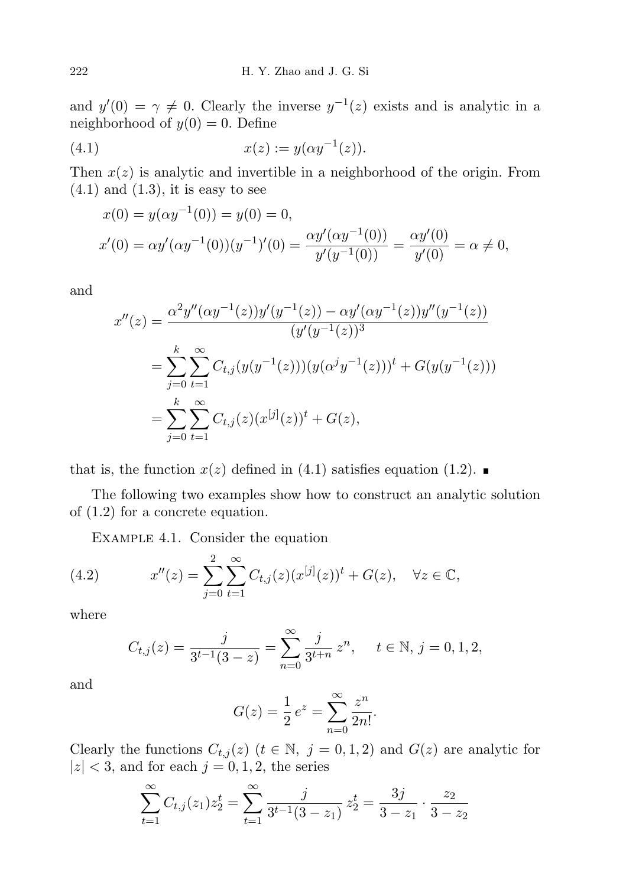and $y'(0) = \gamma \neq 0$. Clearly the inverse $y^{-1}(z)$ exists and is analytic in a neighborhood of $y(0) = 0$. Define

$$x(z) := y(\alpha y^{-1}(z)). \tag{4.1}$$

Then $x(z)$ is analytic and invertible in a neighborhood of the origin. From (4.1) and (1.3), it is easy to see

$$x(0) = y(\alpha y^{-1}(0)) = y(0) = 0,$$

$$x'(0) = \alpha y'(\alpha y^{-1}(0))(y^{-1})'(0) = \frac{\alpha y'(\alpha y^{-1}(0))}{y'(y^{-1}(0))} = \frac{\alpha y'(0)}{y'(0)} = \alpha \neq 0,$$

and

$$\begin{aligned}
x''(z) &= \frac{\alpha^2 y''(\alpha y^{-1}(z)) y'(y^{-1}(z)) - \alpha y'(\alpha y^{-1}(z)) y''(y^{-1}(z))}{(y'(y^{-1}(z)))^3} \\
&= \sum_{j=0}^{k} \sum_{t=1}^{\infty} C_{t,j}(y(y^{-1}(z)))(y(\alpha^j y^{-1}(z)))^t + G(y(y^{-1}(z))) \\
&= \sum_{j=0}^{k} \sum_{t=1}^{\infty} C_{t,j}(z)(x^{[j]}(z))^t + G(z),
\end{aligned}$$

that is, the function $x(z)$ defined in (4.1) satisfies equation (1.2). ∎

The following two examples show how to construct an analytic solution of (1.2) for a concrete equation.

Example 4.1. Consider the equation

$$x''(z) = \sum_{j=0}^{2} \sum_{t=1}^{\infty} C_{t,j}(z)(x^{[j]}(z))^t + G(z), \quad \forall z \in \mathbb{C}, \tag{4.2}$$

where

$$C_{t,j}(z) = \frac{j}{3^{t-1}(3-z)} = \sum_{n=0}^{\infty} \frac{j}{3^{t+n}} z^n, \quad t \in \mathbb{N},\ j = 0, 1, 2,$$

and

$$G(z) = \frac{1}{2} e^z = \sum_{n=0}^{\infty} \frac{z^n}{2n!}.$$

Clearly the functions $C_{t,j}(z)$ ($t \in \mathbb{N},\ j = 0, 1, 2$) and $G(z)$ are analytic for $|z| < 3$, and for each $j = 0, 1, 2$, the series

$$\sum_{t=1}^{\infty} C_{t,j}(z_1) z_2^t = \sum_{t=1}^{\infty} \frac{j}{3^{t-1}(3-z_1)} z_2^t = \frac{3j}{3-z_1} \cdot \frac{z_2}{3-z_2}$$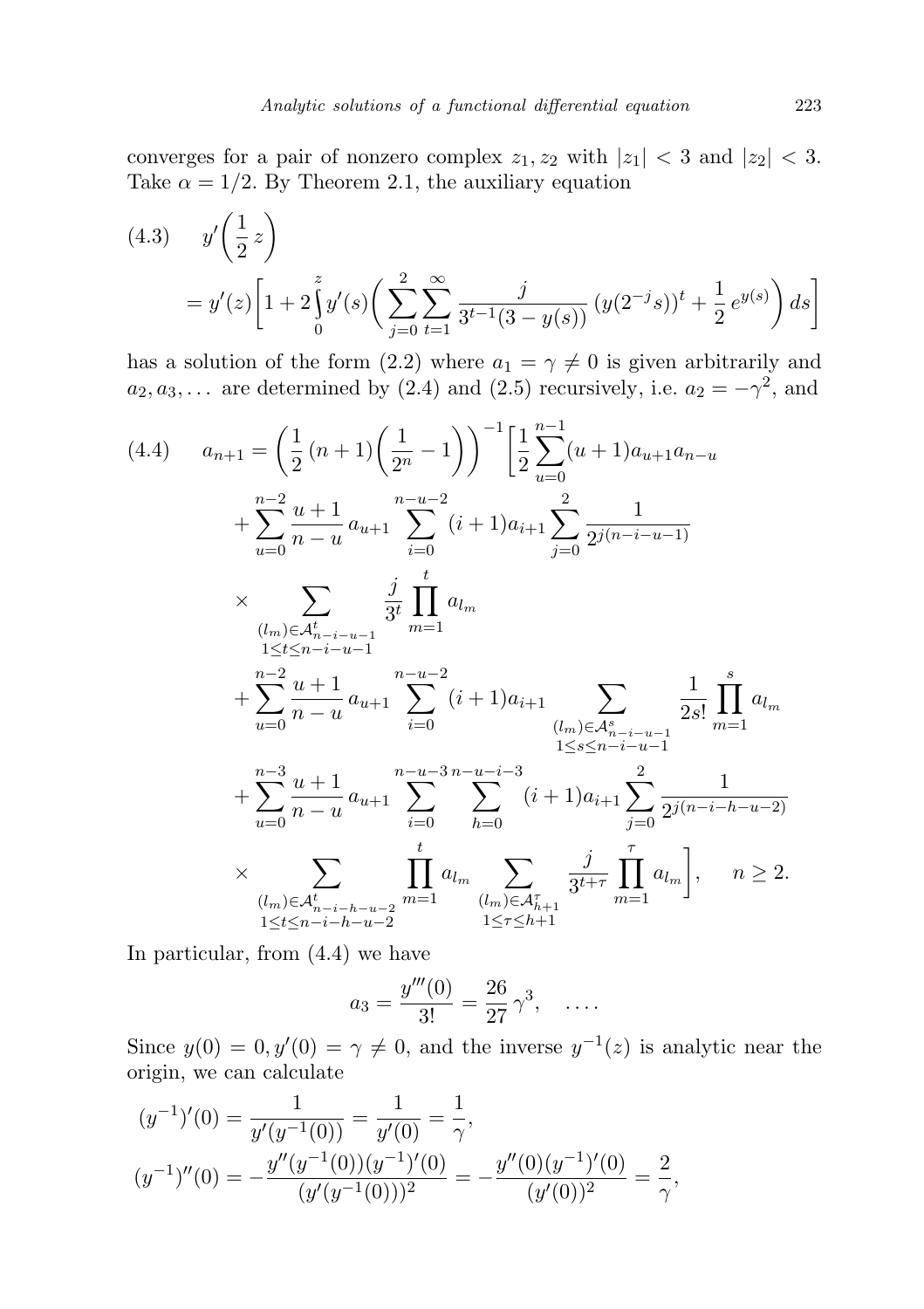converges for a pair of nonzero complex $z_1, z_2$ with $|z_1| < 3$ and $|z_2| < 3$. Take $\alpha = 1/2$. By Theorem 2.1, the auxiliary equation

$$
(4.3)\qquad y'\left(\frac{1}{2}z\right) = y'(z)\left[1 + 2\int_0^z y'(s)\left(\sum_{j=0}^{2}\sum_{t=1}^{\infty}\frac{j}{3^{t-1}(3-y(s))}\,(y(2^{-j}s))^t + \frac{1}{2}\,e^{y(s)}\right)ds\right]
$$

has a solution of the form (2.2) where $a_1 = \gamma \neq 0$ is given arbitrarily and $a_2, a_3, \ldots$ are determined by (2.4) and (2.5) recursively, i.e. $a_2 = -\gamma^2$, and

$$
\begin{aligned}
(4.4)\qquad a_{n+1} = {} & \left(\frac{1}{2}\,(n+1)\left(\frac{1}{2^n} - 1\right)\right)^{-1}\Bigg[\frac{1}{2}\sum_{u=0}^{n-1}(u+1)a_{u+1}a_{n-u} \\
& + \sum_{u=0}^{n-2}\frac{u+1}{n-u}\,a_{u+1}\sum_{i=0}^{n-u-2}(i+1)a_{i+1}\sum_{j=0}^{2}\frac{1}{2^{j(n-i-u-1)}} \\
& \times \sum_{\substack{(l_m)\in\mathcal{A}^t_{n-i-u-1}\\ 1\le t\le n-i-u-1}}\frac{j}{3^t}\prod_{m=1}^{t}a_{l_m} \\
& + \sum_{u=0}^{n-2}\frac{u+1}{n-u}\,a_{u+1}\sum_{i=0}^{n-u-2}(i+1)a_{i+1}\sum_{\substack{(l_m)\in\mathcal{A}^s_{n-i-u-1}\\ 1\le s\le n-i-u-1}}\frac{1}{2s!}\prod_{m=1}^{s}a_{l_m} \\
& + \sum_{u=0}^{n-3}\frac{u+1}{n-u}\,a_{u+1}\sum_{i=0}^{n-u-3}\sum_{h=0}^{n-u-i-3}(i+1)a_{i+1}\sum_{j=0}^{2}\frac{1}{2^{j(n-i-h-u-2)}} \\
& \times \sum_{\substack{(l_m)\in\mathcal{A}^t_{n-i-h-u-2}\\ 1\le t\le n-i-h-u-2}}\prod_{m=1}^{t}a_{l_m}\sum_{\substack{(l_m)\in\mathcal{A}^\tau_{h+1}\\ 1\le\tau\le h+1}}\frac{j}{3^{t+\tau}}\prod_{m=1}^{\tau}a_{l_m}\Bigg], \qquad n \ge 2.
\end{aligned}
$$

In particular, from (4.4) we have

$$
a_3 = \frac{y'''(0)}{3!} = \frac{26}{27}\,\gamma^3, \quad \ldots.
$$

Since $y(0) = 0, y'(0) = \gamma \neq 0$, and the inverse $y^{-1}(z)$ is analytic near the origin, we can calculate

$$
\begin{aligned}
(y^{-1})'(0) &= \frac{1}{y'(y^{-1}(0))} = \frac{1}{y'(0)} = \frac{1}{\gamma}, \\
(y^{-1})''(0) &= -\frac{y''(y^{-1}(0))(y^{-1})'(0)}{(y'(y^{-1}(0)))^2} = -\frac{y''(0)(y^{-1})'(0)}{(y'(0))^2} = \frac{2}{\gamma},
\end{aligned}
$$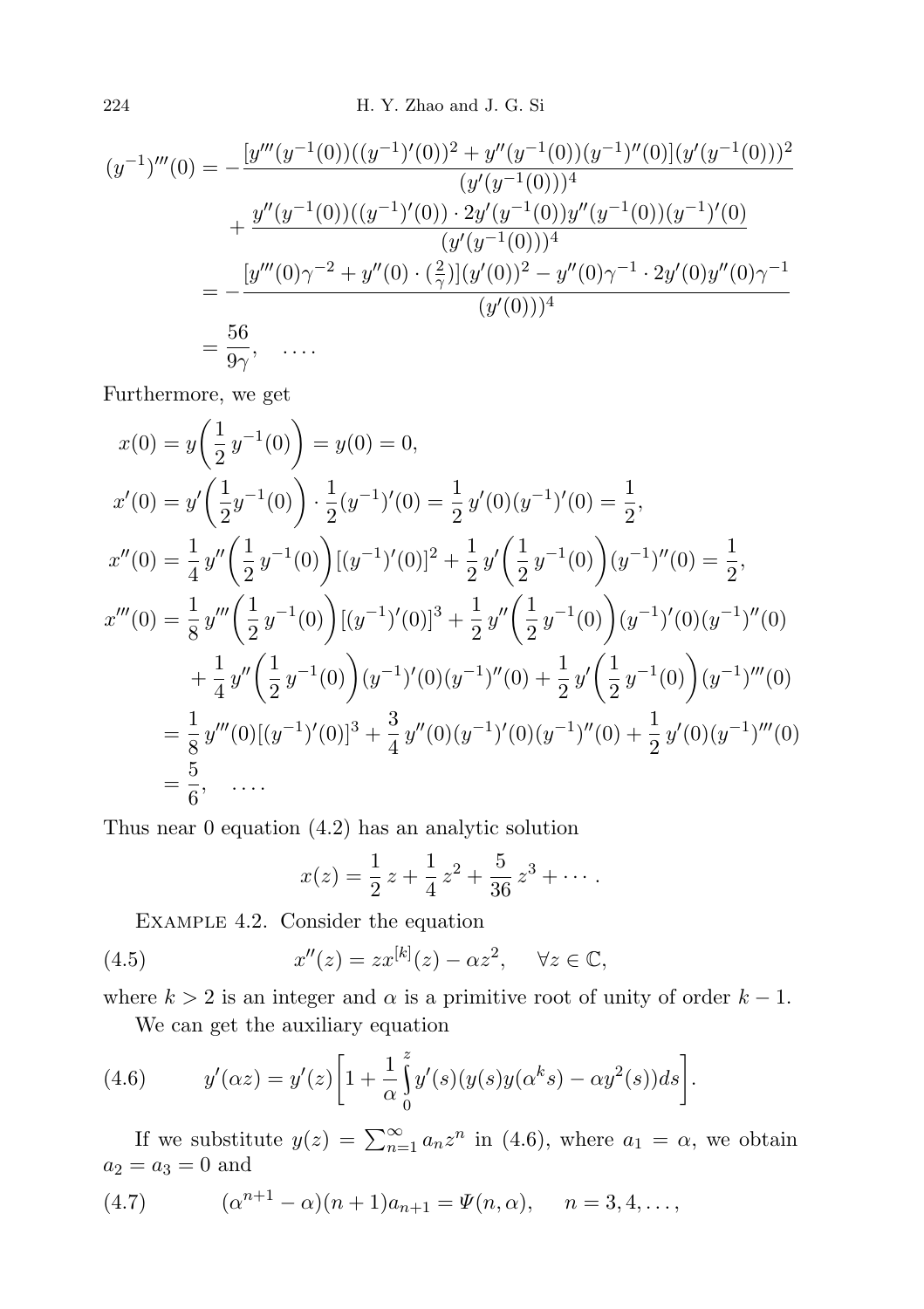$$
\begin{aligned}
(y^{-1})'''(0) &= -\frac{[y'''(y^{-1}(0))((y^{-1})'(0))^2 + y''(y^{-1}(0))(y^{-1})''(0)](y'(y^{-1}(0)))^2}{(y'(y^{-1}(0)))^4} \\
&\quad + \frac{y''(y^{-1}(0))((y^{-1})'(0)) \cdot 2y'(y^{-1}(0))y''(y^{-1}(0))(y^{-1})'(0)}{(y'(y^{-1}(0)))^4} \\
&= -\frac{[y'''(0)\gamma^{-2} + y''(0) \cdot (\frac{2}{\gamma})](y'(0))^2 - y''(0)\gamma^{-1} \cdot 2y'(0)y''(0)\gamma^{-1}}{(y'(0))^4} \\
&= \frac{56}{9\gamma}, \quad \ldots .
\end{aligned}
$$

Furthermore, we get

$$
\begin{aligned}
x(0) &= y\bigg(\frac{1}{2}\, y^{-1}(0)\bigg) = y(0) = 0, \\
x'(0) &= y'\bigg(\frac{1}{2} y^{-1}(0)\bigg) \cdot \frac{1}{2}(y^{-1})'(0) = \frac{1}{2}\, y'(0)(y^{-1})'(0) = \frac{1}{2}, \\
x''(0) &= \frac{1}{4}\, y''\bigg(\frac{1}{2}\, y^{-1}(0)\bigg)[(y^{-1})'(0)]^2 + \frac{1}{2}\, y'\bigg(\frac{1}{2}\, y^{-1}(0)\bigg)(y^{-1})''(0) = \frac{1}{2}, \\
x'''(0) &= \frac{1}{8}\, y'''\bigg(\frac{1}{2}\, y^{-1}(0)\bigg)[(y^{-1})'(0)]^3 + \frac{1}{2}\, y''\bigg(\frac{1}{2}\, y^{-1}(0)\bigg)(y^{-1})'(0)(y^{-1})''(0) \\
&\quad + \frac{1}{4}\, y''\bigg(\frac{1}{2}\, y^{-1}(0)\bigg)(y^{-1})'(0)(y^{-1})''(0) + \frac{1}{2}\, y'\bigg(\frac{1}{2}\, y^{-1}(0)\bigg)(y^{-1})'''(0) \\
&= \frac{1}{8}\, y'''(0)[(y^{-1})'(0)]^3 + \frac{3}{4}\, y''(0)(y^{-1})'(0)(y^{-1})''(0) + \frac{1}{2}\, y'(0)(y^{-1})'''(0) \\
&= \frac{5}{6}, \quad \ldots .
\end{aligned}
$$

Thus near 0 equation (4.2) has an analytic solution

$$
x(z) = \frac{1}{2}\, z + \frac{1}{4}\, z^2 + \frac{5}{36}\, z^3 + \cdots .
$$

Example 4.2. Consider the equation

$$
x''(z) = zx^{[k]}(z) - \alpha z^2, \qquad \forall z \in \mathbb{C}, \tag{4.5}
$$

where $k > 2$ is an integer and $\alpha$ is a primitive root of unity of order $k - 1$.

We can get the auxiliary equation

$$
y'(\alpha z) = y'(z)\bigg[1 + \frac{1}{\alpha}\int_0^z y'(s)(y(s)y(\alpha^k s) - \alpha y^2(s))ds\bigg]. \tag{4.6}
$$

If we substitute $y(z) = \sum_{n=1}^{\infty} a_n z^n$ in (4.6), where $a_1 = \alpha$, we obtain $a_2 = a_3 = 0$ and

$$
(\alpha^{n+1} - \alpha)(n+1)a_{n+1} = \Psi(n, \alpha), \qquad n = 3, 4, \ldots, \tag{4.7}
$$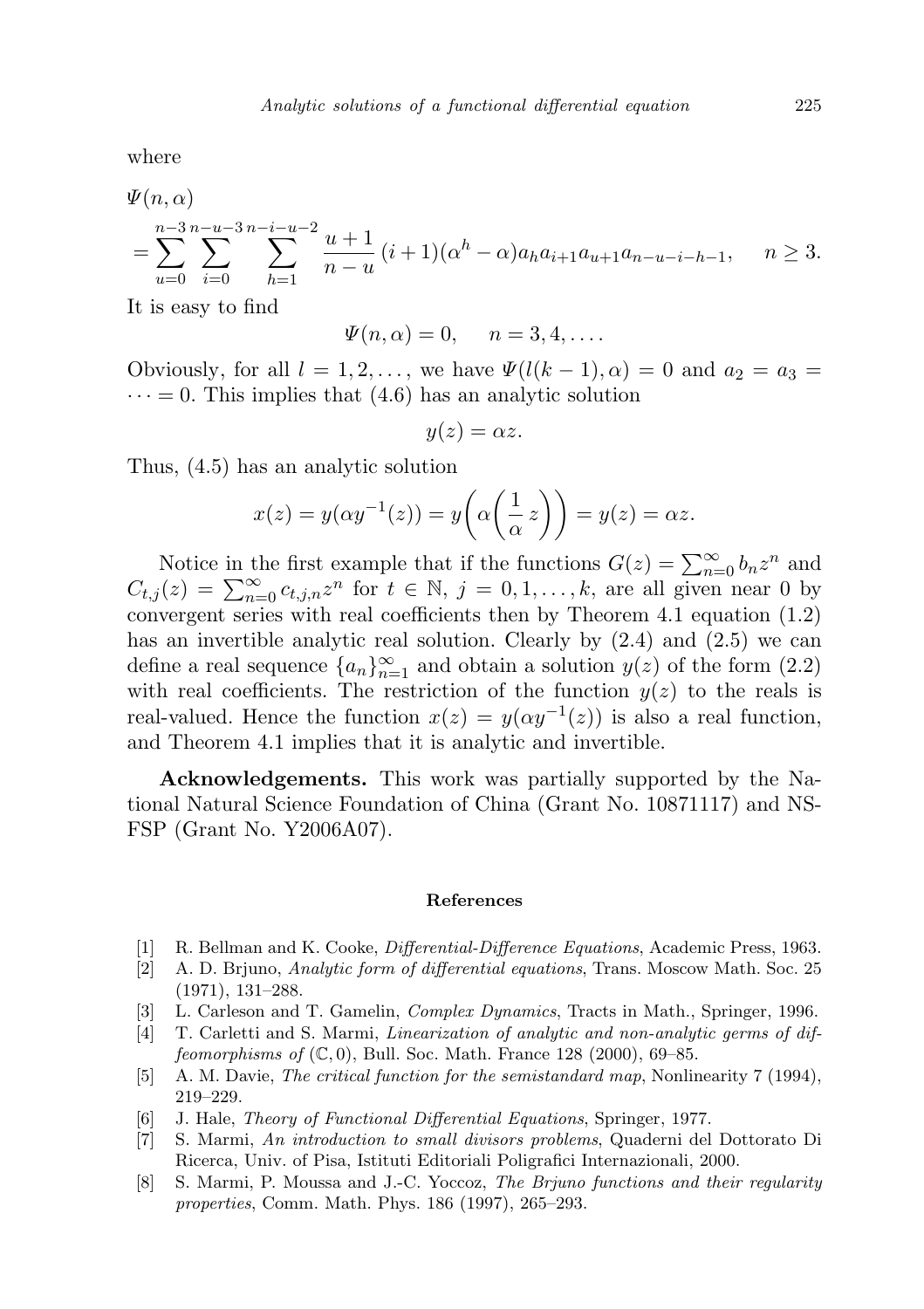where

$$\Psi(n,\alpha)$$
$$=\sum_{u=0}^{n-3}\sum_{i=0}^{n-u-3}\sum_{h=1}^{n-i-u-2}\frac{u+1}{n-u}\,(i+1)(\alpha^h-\alpha)a_h a_{i+1}a_{u+1}a_{n-u-i-h-1},\qquad n\geq 3.$$

It is easy to find

$$\Psi(n,\alpha)=0,\qquad n=3,4,\ldots.$$

Obviously, for all $l=1,2,\ldots,$ we have $\Psi(l(k-1),\alpha)=0$ and $a_2=a_3=\cdots=0$. This implies that (4.6) has an analytic solution

$$y(z)=\alpha z.$$

Thus, (4.5) has an analytic solution

$$x(z)=y(\alpha y^{-1}(z))=y\bigg(\alpha\bigg(\frac{1}{\alpha}\,z\bigg)\bigg)=y(z)=\alpha z.$$

Notice in the first example that if the functions $G(z)=\sum_{n=0}^{\infty}b_n z^n$ and $C_{t,j}(z)=\sum_{n=0}^{\infty}c_{t,j,n}z^n$ for $t\in\mathbb{N}$, $j=0,1,\ldots,k$, are all given near 0 by convergent series with real coefficients then by Theorem 4.1 equation (1.2) has an invertible analytic real solution. Clearly by (2.4) and (2.5) we can define a real sequence $\{a_n\}_{n=1}^{\infty}$ and obtain a solution $y(z)$ of the form (2.2) with real coefficients. The restriction of the function $y(z)$ to the reals is real-valued. Hence the function $x(z)=y(\alpha y^{-1}(z))$ is also a real function, and Theorem 4.1 implies that it is analytic and invertible.

**Acknowledgements.** This work was partially supported by the National Natural Science Foundation of China (Grant No. 10871117) and NSFSP (Grant No. Y2006A07).

### References

[1] R. Bellman and K. Cooke, *Differential-Difference Equations*, Academic Press, 1963.

[2] A. D. Brjuno, *Analytic form of differential equations*, Trans. Moscow Math. Soc. 25 (1971), 131–288.

[3] L. Carleson and T. Gamelin, *Complex Dynamics*, Tracts in Math., Springer, 1996.

[4] T. Carletti and S. Marmi, *Linearization of analytic and non-analytic germs of diffeomorphisms of* $(\mathbb{C},0)$, Bull. Soc. Math. France 128 (2000), 69–85.

[5] A. M. Davie, *The critical function for the semistandard map*, Nonlinearity 7 (1994), 219–229.

[6] J. Hale, *Theory of Functional Differential Equations*, Springer, 1977.

[7] S. Marmi, *An introduction to small divisors problems*, Quaderni del Dottorato Di Ricerca, Univ. of Pisa, Istituti Editoriali Poligrafici Internazionali, 2000.

[8] S. Marmi, P. Moussa and J.-C. Yoccoz, *The Brjuno functions and their regularity properties*, Comm. Math. Phys. 186 (1997), 265–293.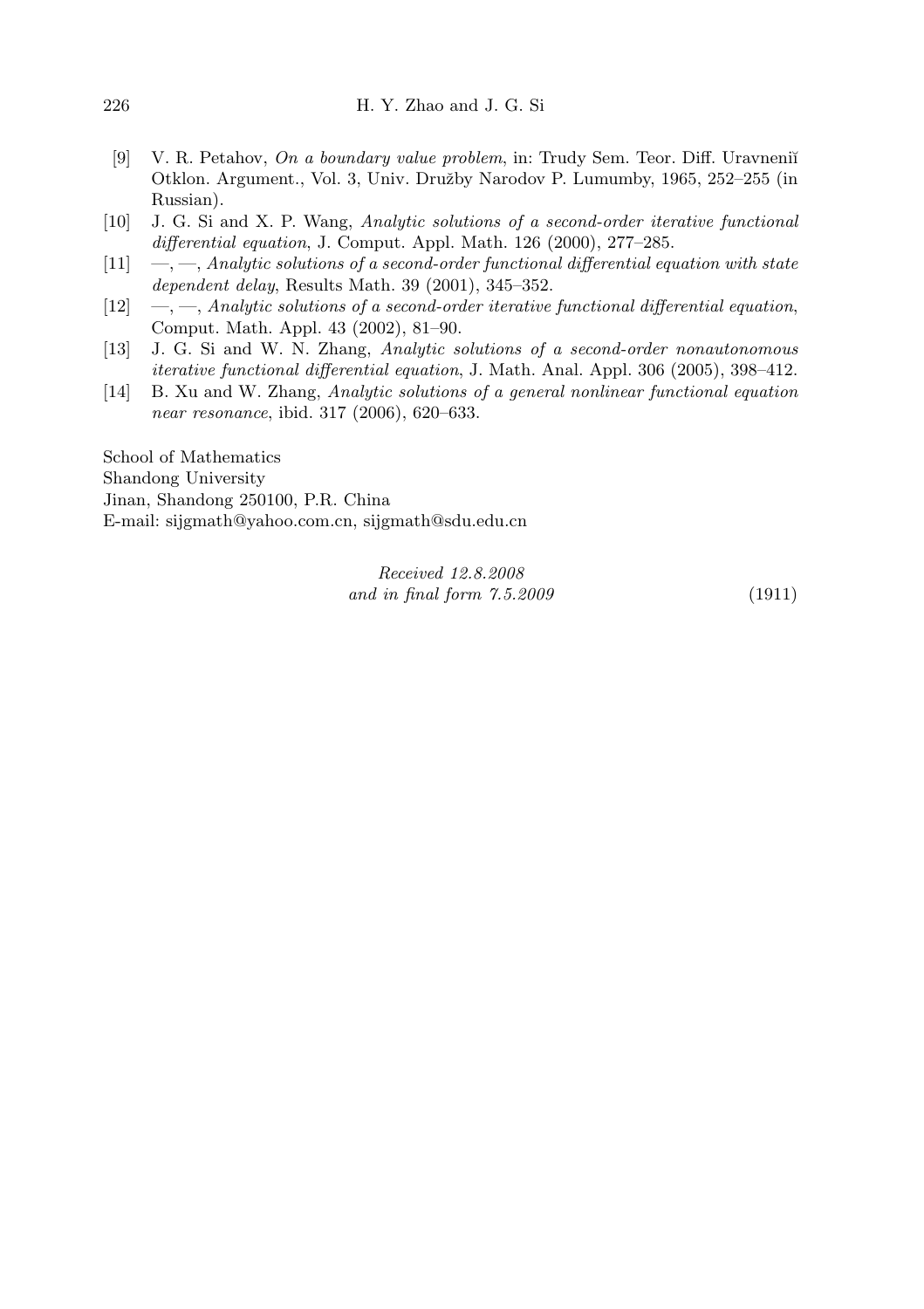[9] V. R. Petahov, *On a boundary value problem*, in: Trudy Sem. Teor. Diff. Uravneniĭ Otklon. Argument., Vol. 3, Univ. Družby Narodov P. Lumumby, 1965, 252–255 (in Russian).

[10] J. G. Si and X. P. Wang, *Analytic solutions of a second-order iterative functional differential equation*, J. Comput. Appl. Math. 126 (2000), 277–285.

[11] —, —, *Analytic solutions of a second-order functional differential equation with state dependent delay*, Results Math. 39 (2001), 345–352.

[12] —, —, *Analytic solutions of a second-order iterative functional differential equation*, Comput. Math. Appl. 43 (2002), 81–90.

[13] J. G. Si and W. N. Zhang, *Analytic solutions of a second-order nonautonomous iterative functional differential equation*, J. Math. Anal. Appl. 306 (2005), 398–412.

[14] B. Xu and W. Zhang, *Analytic solutions of a general nonlinear functional equation near resonance*, ibid. 317 (2006), 620–633.

School of Mathematics
Shandong University
Jinan, Shandong 250100, P.R. China
E-mail: sijgmath@yahoo.com.cn, sijgmath@sdu.edu.cn

*Received 12.8.2008*
*and in final form 7.5.2009* (1911)